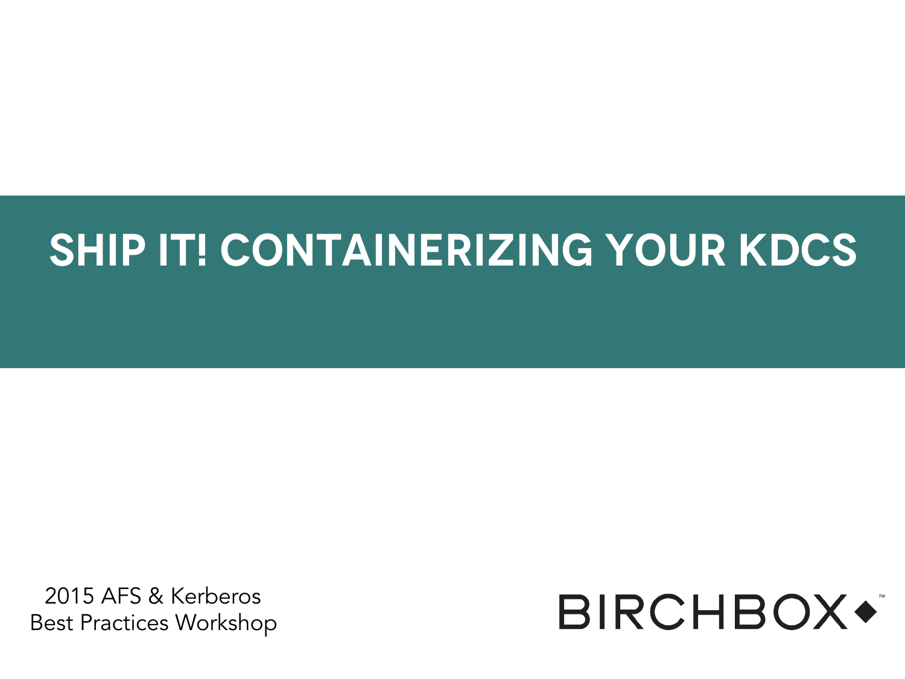# SHIP IT! CONTAINERIZING YOUR KDCS

2015 AFS & Kerberos
Best Practices Workshop

BIRCHBOX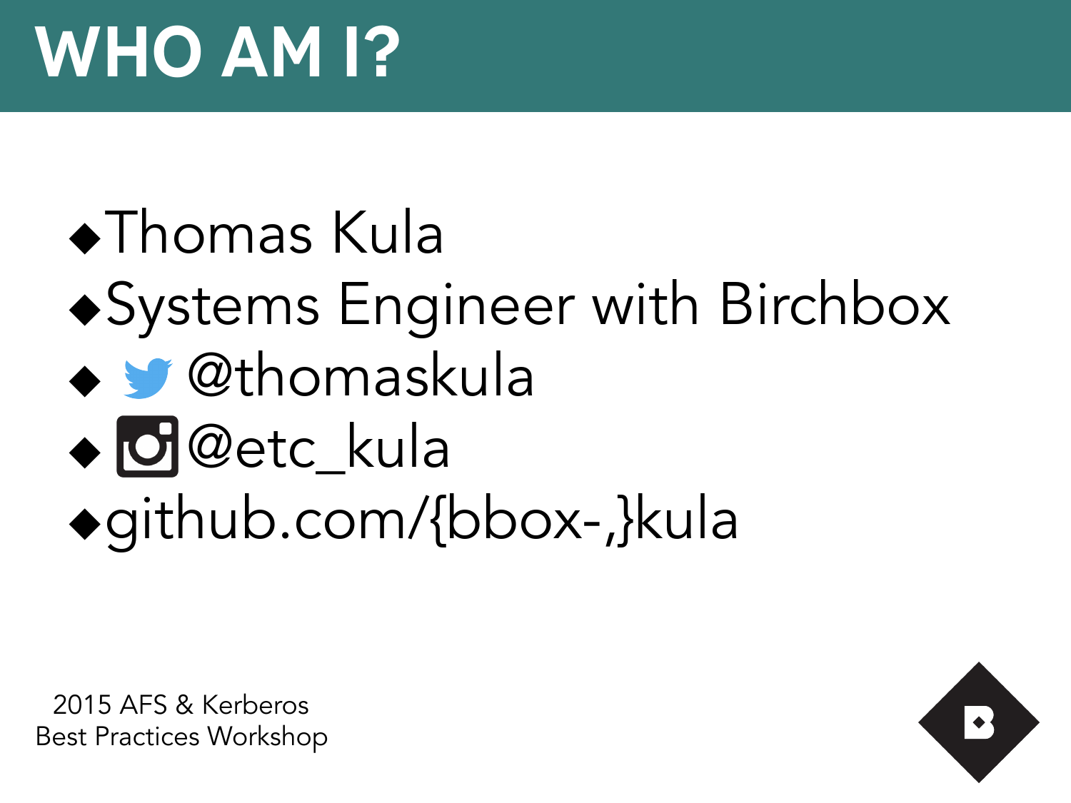# WHO AM I?

- Thomas Kula
- Systems Engineer with Birchbox
- @thomaskula
- @etc_kula
- github.com/{bbox-,}kula

2015 AFS & Kerberos
Best Practices Workshop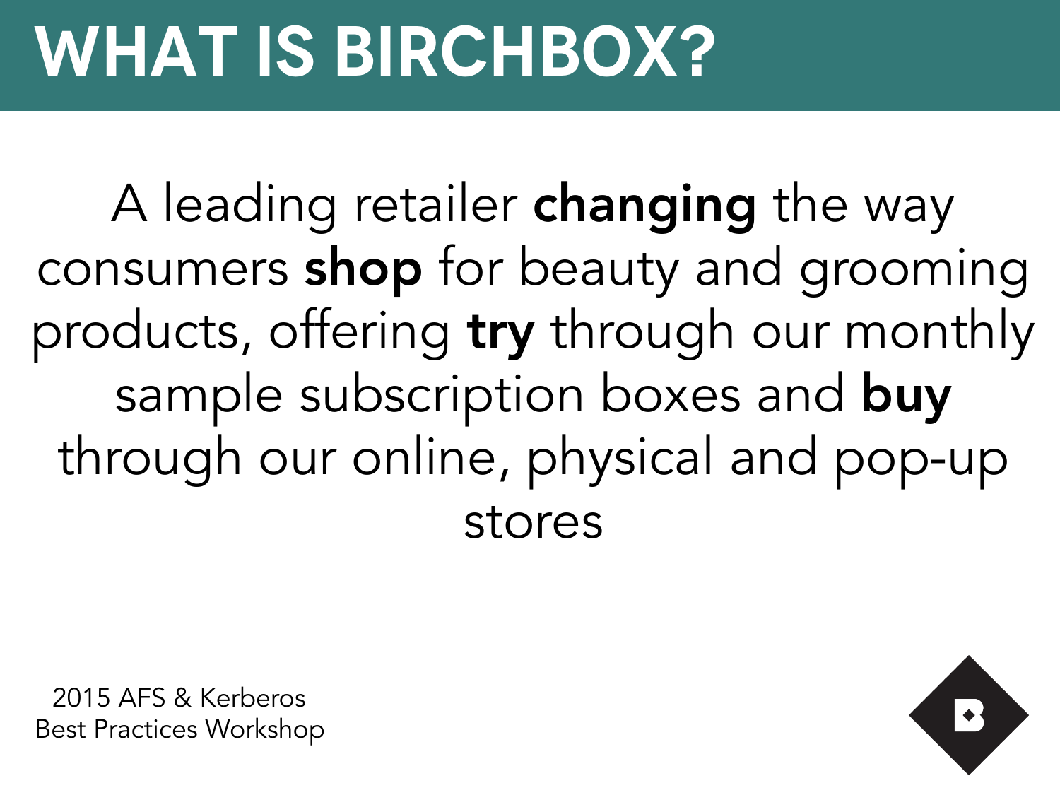# WHAT IS BIRCHBOX?

A leading retailer **changing** the way consumers **shop** for beauty and grooming products, offering **try** through our monthly sample subscription boxes and **buy** through our online, physical and pop-up stores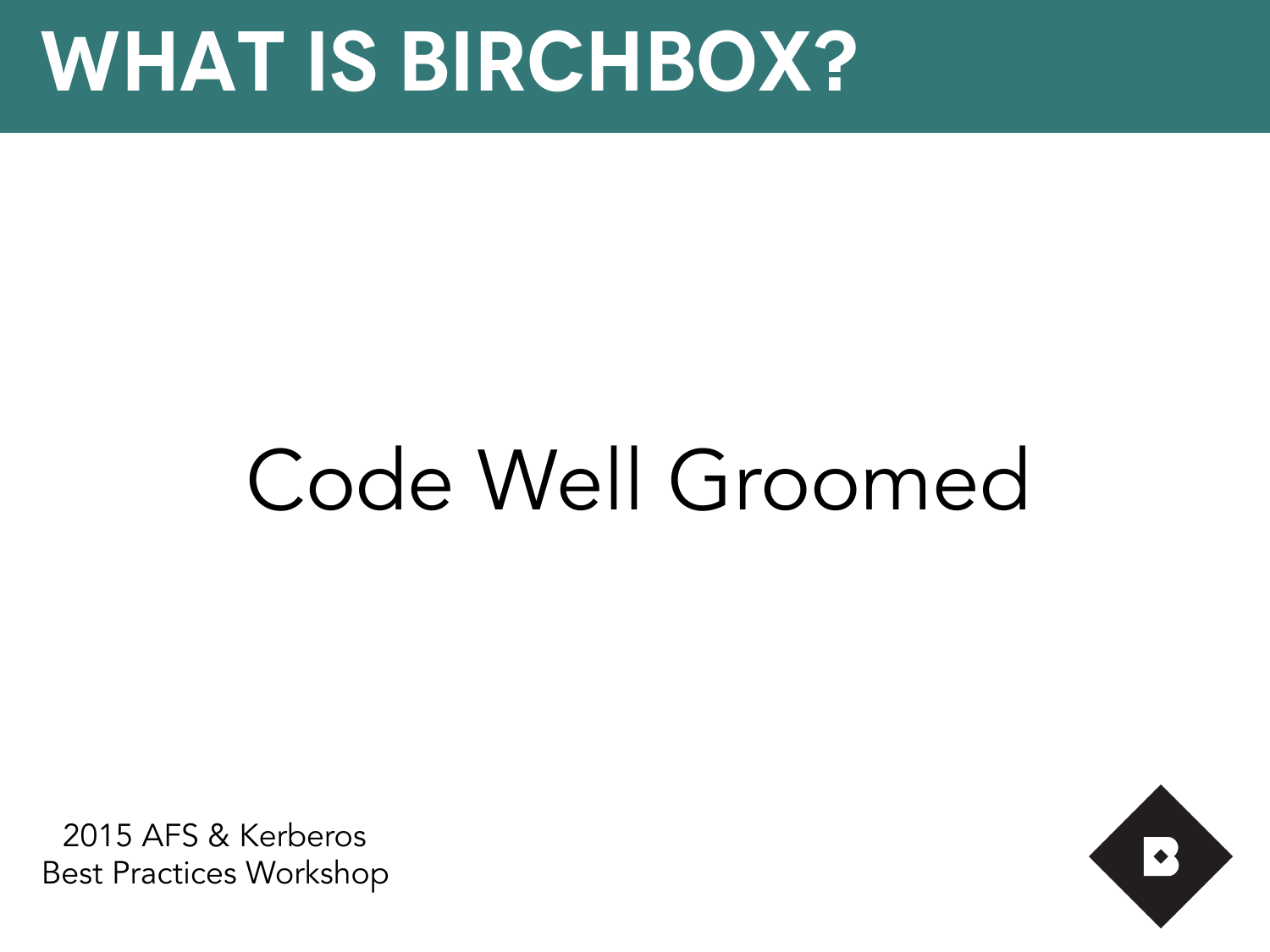# WHAT IS BIRCHBOX?

Code Well Groomed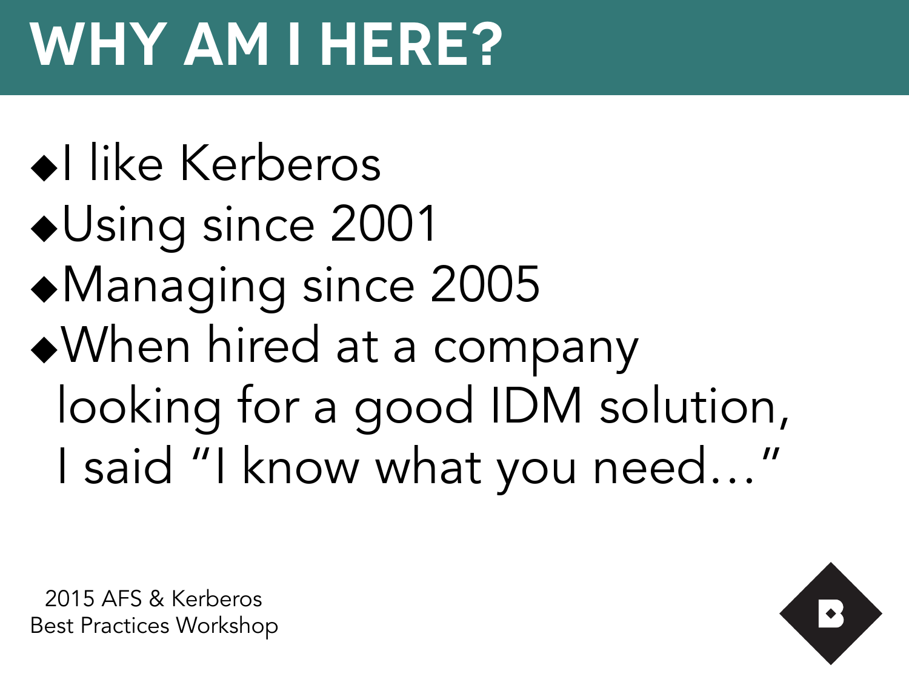# WHY AM I HERE?

- I like Kerberos
- Using since 2001
- Managing since 2005
- When hired at a company looking for a good IDM solution, I said "I know what you need…"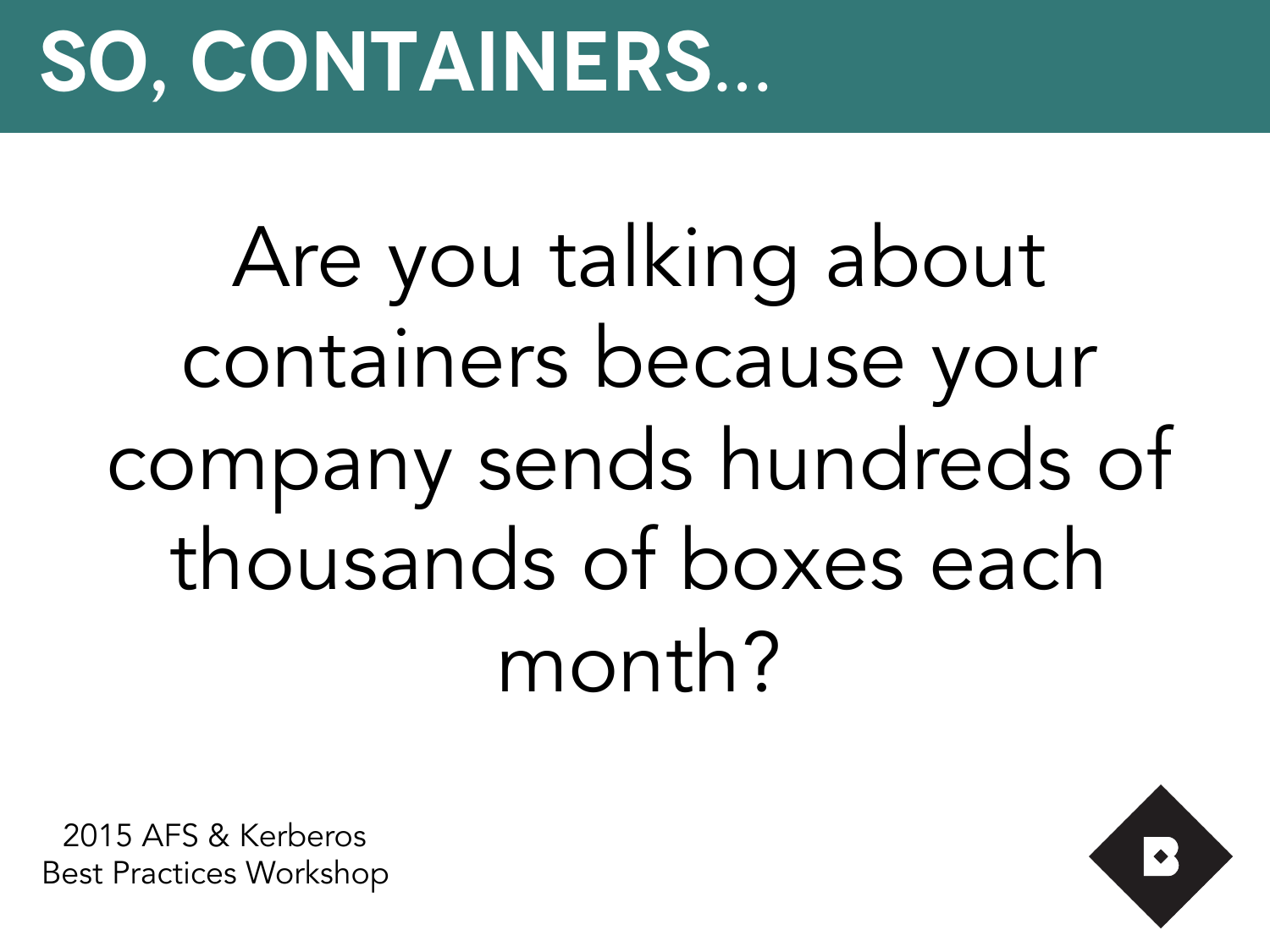# SO, CONTAINERS...

Are you talking about containers because your company sends hundreds of thousands of boxes each month?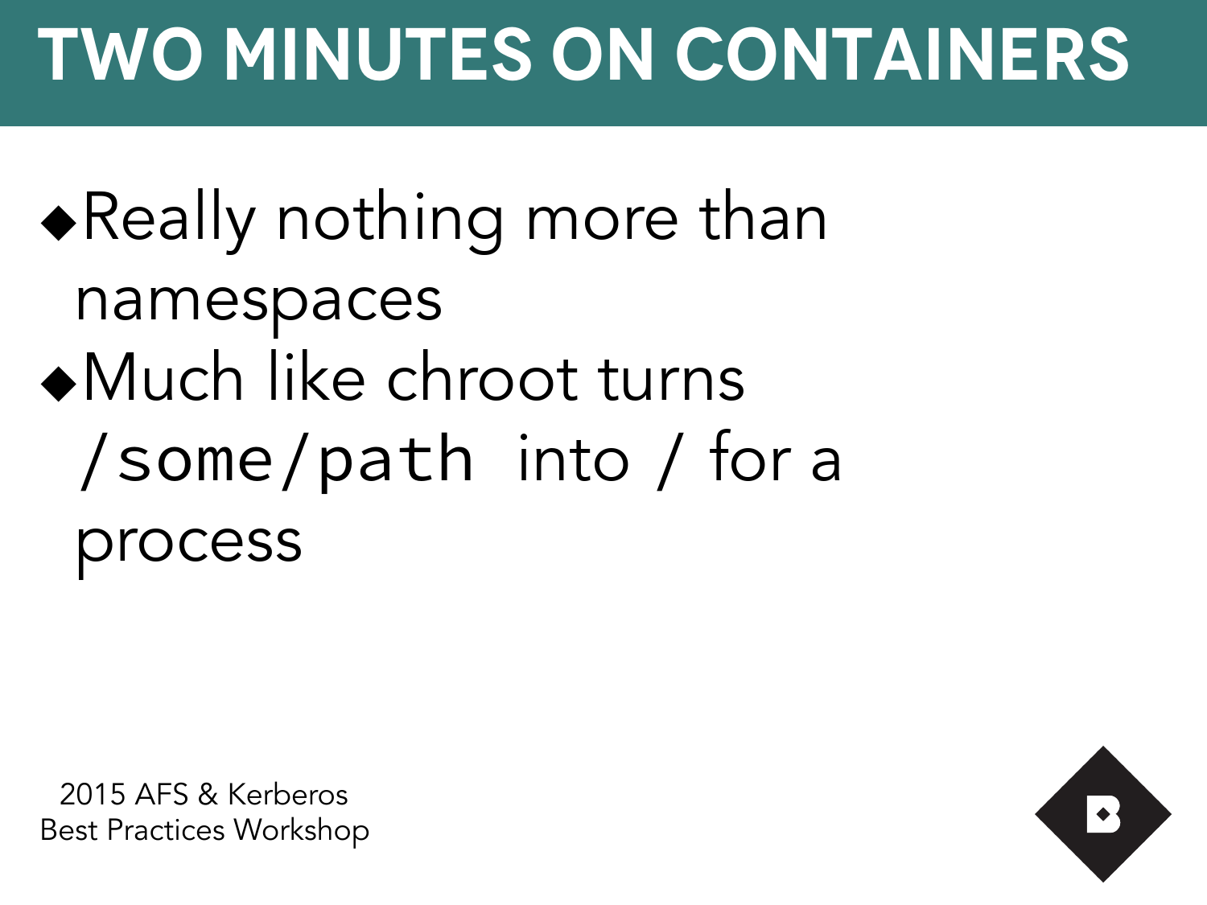# TWO MINUTES ON CONTAINERS

- Really nothing more than namespaces
- Much like chroot turns `/some/path` into / for a process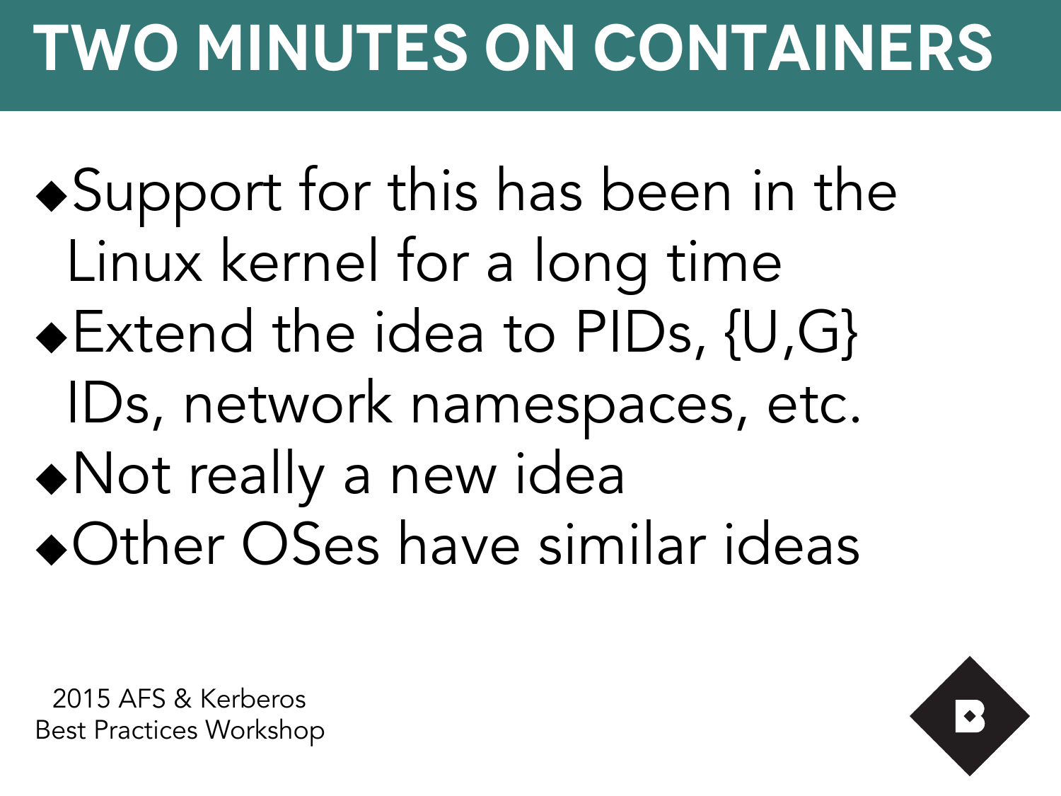# TWO MINUTES ON CONTAINERS

- Support for this has been in the Linux kernel for a long time
- Extend the idea to PIDs, {U,G} IDs, network namespaces, etc.
- Not really a new idea
- Other OSes have similar ideas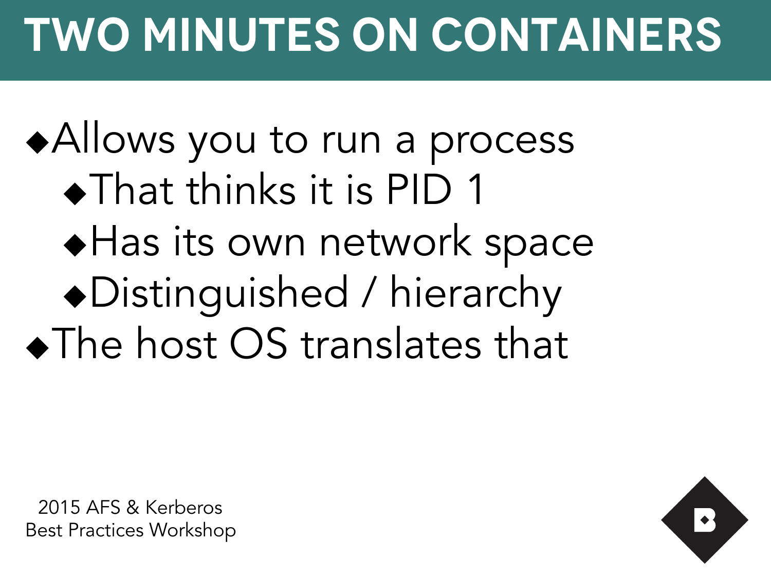# TWO MINUTES ON CONTAINERS

- Allows you to run a process
  - That thinks it is PID 1
  - Has its own network space
  - Distinguished / hierarchy
- The host OS translates that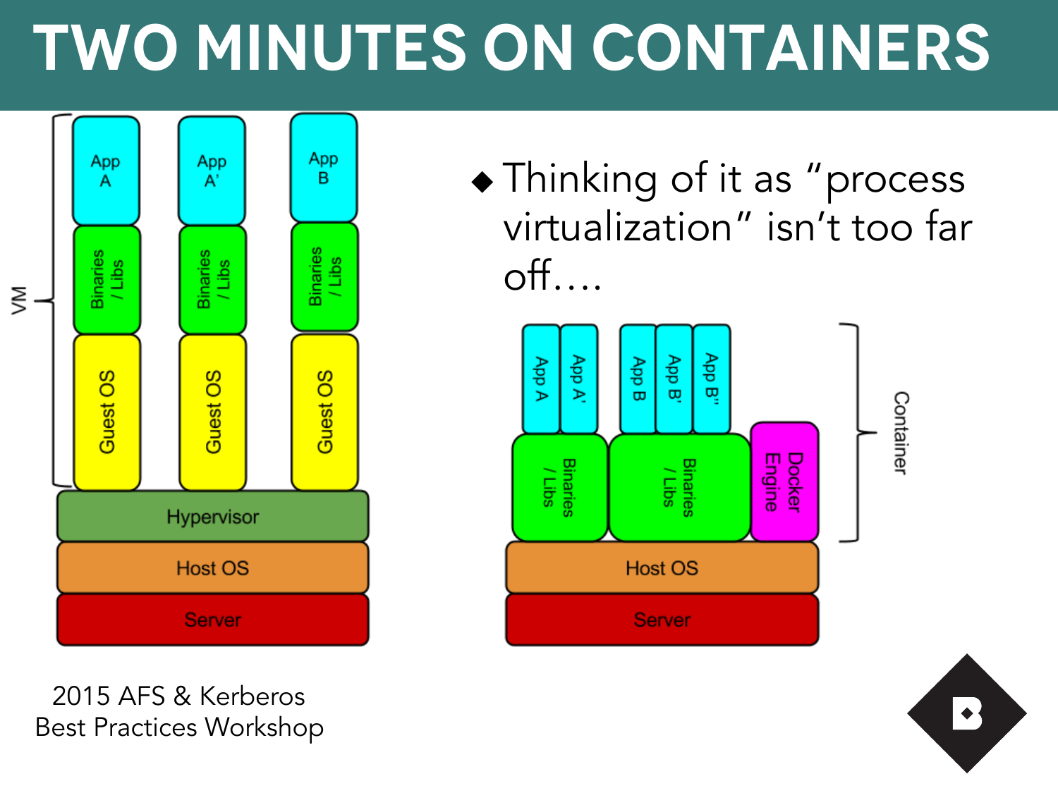# TWO MINUTES ON CONTAINERS

- Thinking of it as "process virtualization" isn't too far off....

2015 AFS & Kerberos Best Practices Workshop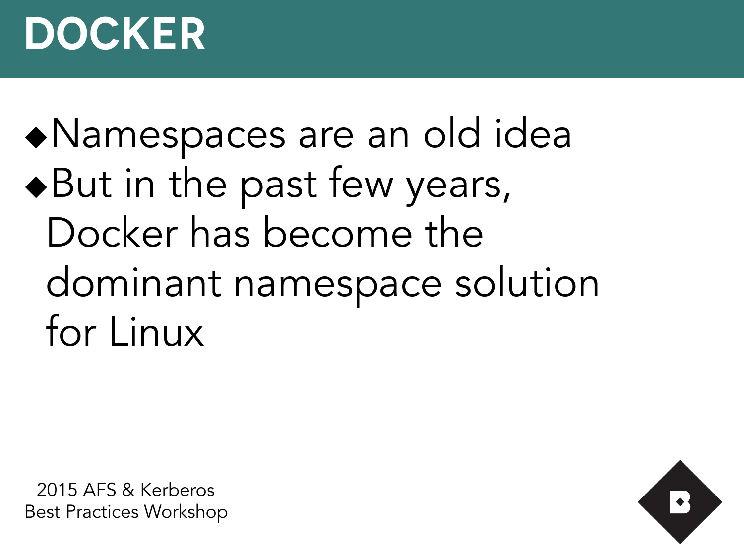# DOCKER

- Namespaces are an old idea
- But in the past few years, Docker has become the dominant namespace solution for Linux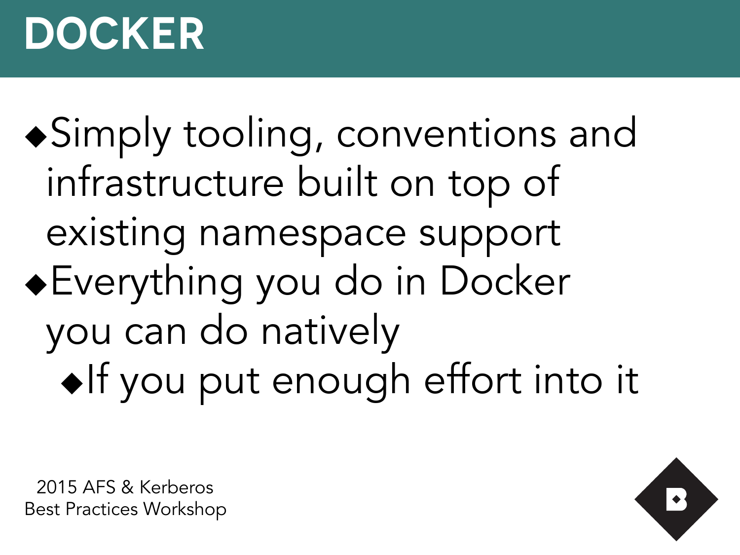# DOCKER

- Simply tooling, conventions and infrastructure built on top of existing namespace support
- Everything you do in Docker you can do natively
  - If you put enough effort into it

2015 AFS & Kerberos
Best Practices Workshop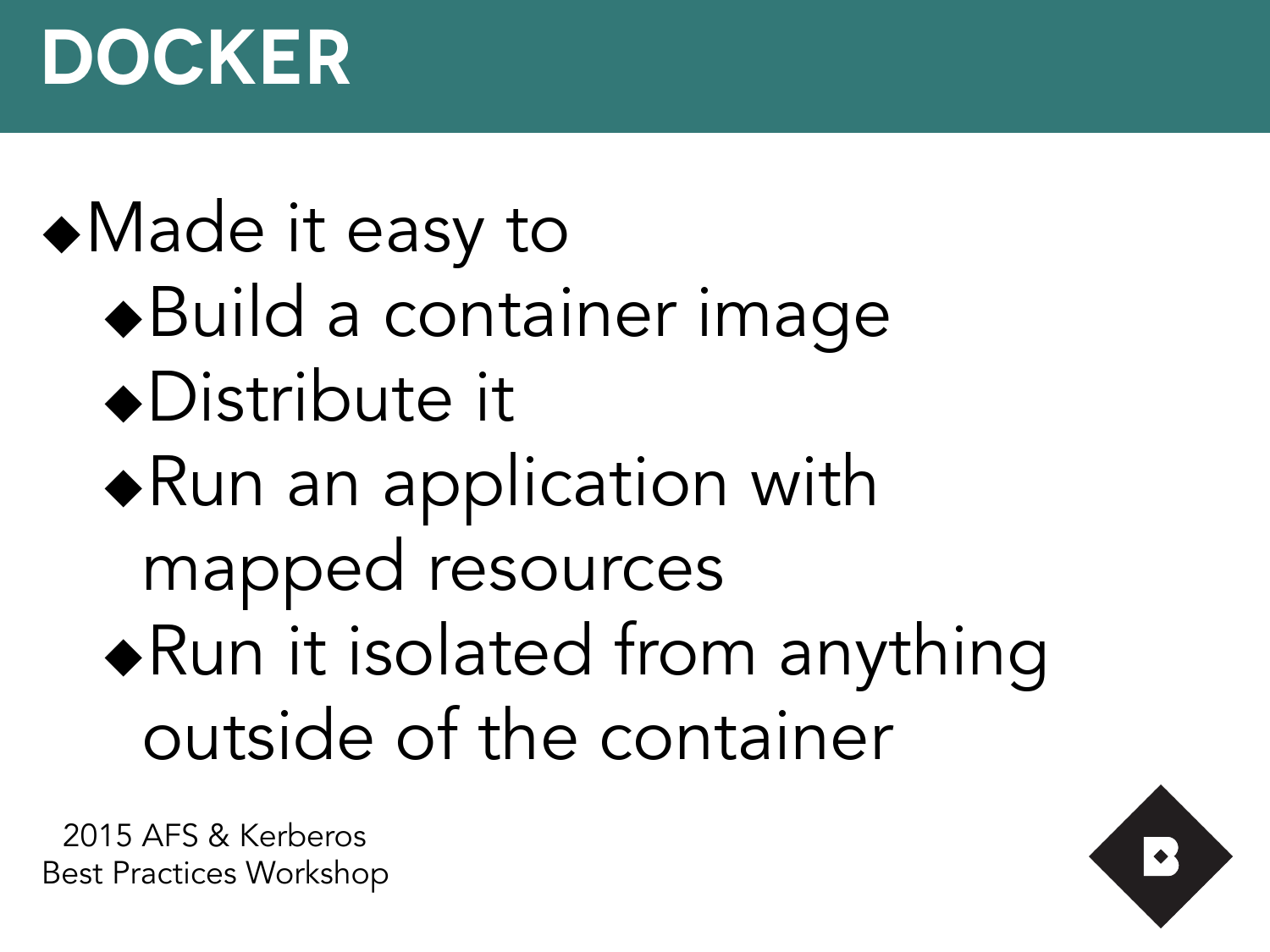# DOCKER

- Made it easy to
  - Build a container image
  - Distribute it
  - Run an application with mapped resources
  - Run it isolated from anything outside of the container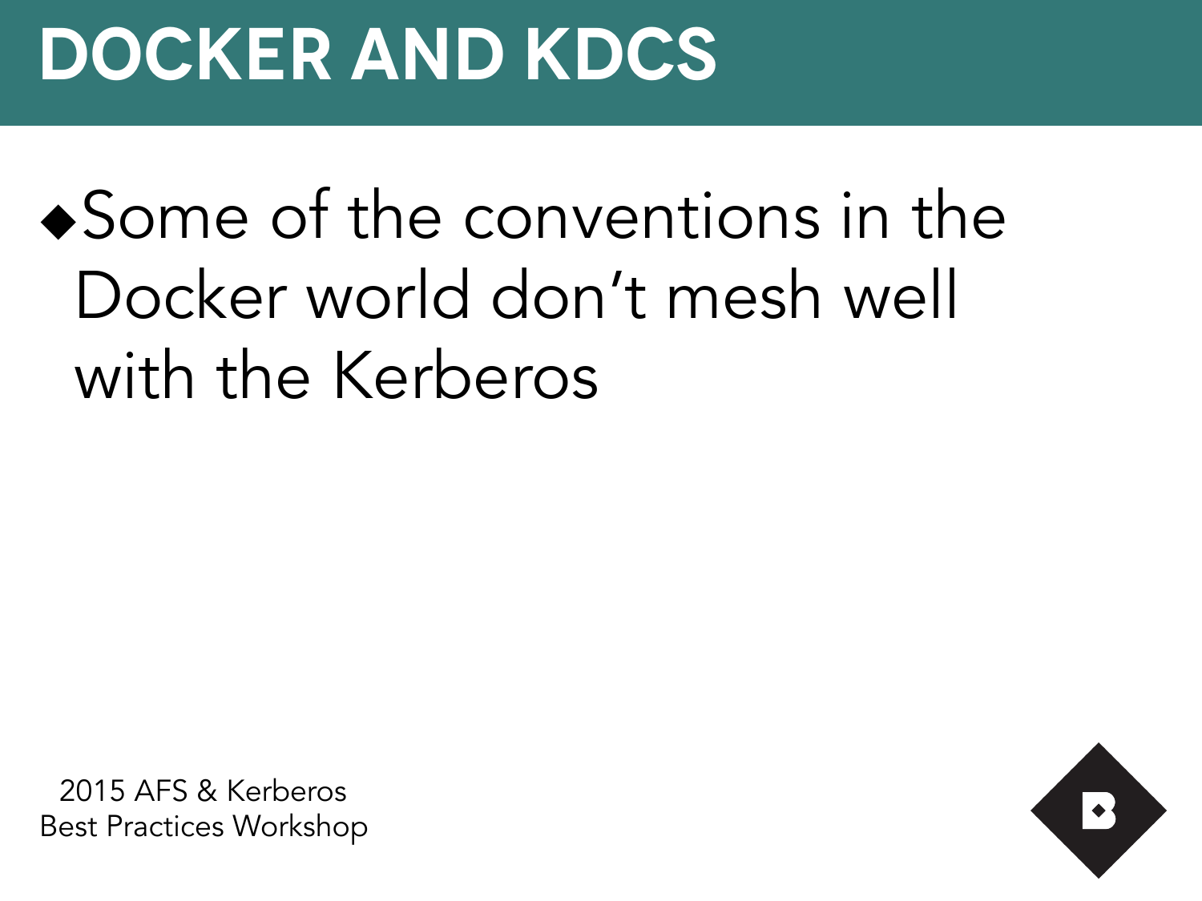# DOCKER AND KDCS

- Some of the conventions in the Docker world don't mesh well with the Kerberos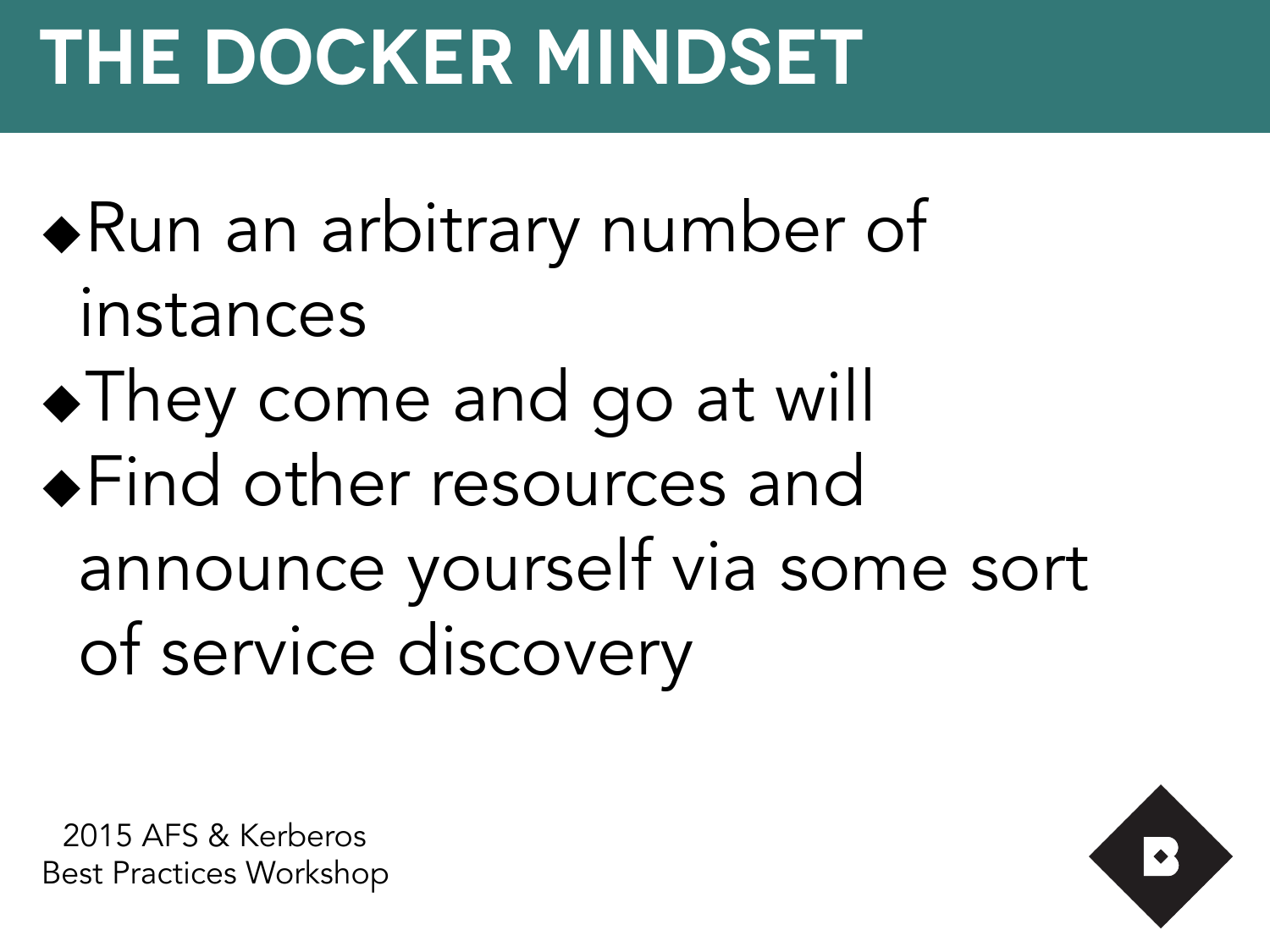# THE DOCKER MINDSET

- Run an arbitrary number of instances
- They come and go at will
- Find other resources and announce yourself via some sort of service discovery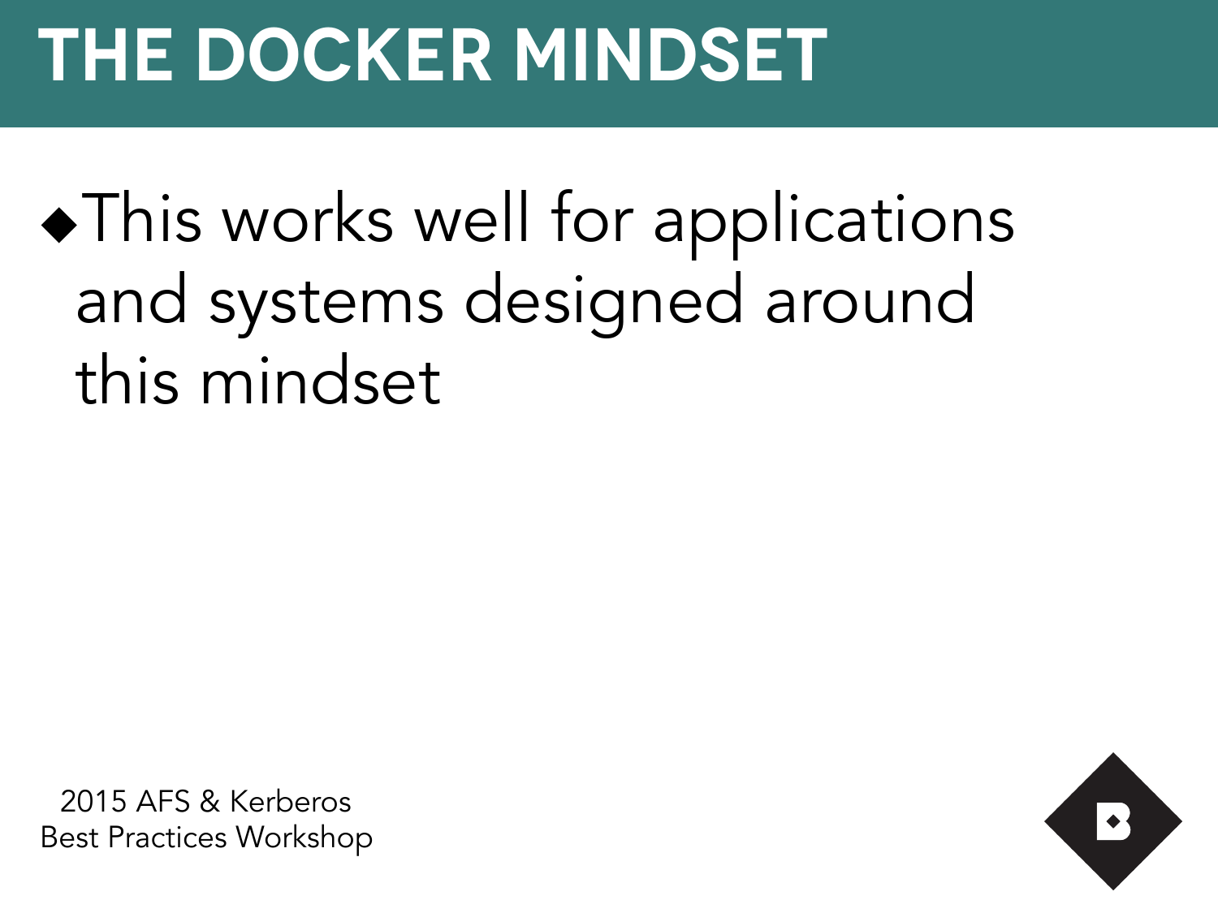# THE DOCKER MINDSET

- This works well for applications and systems designed around this mindset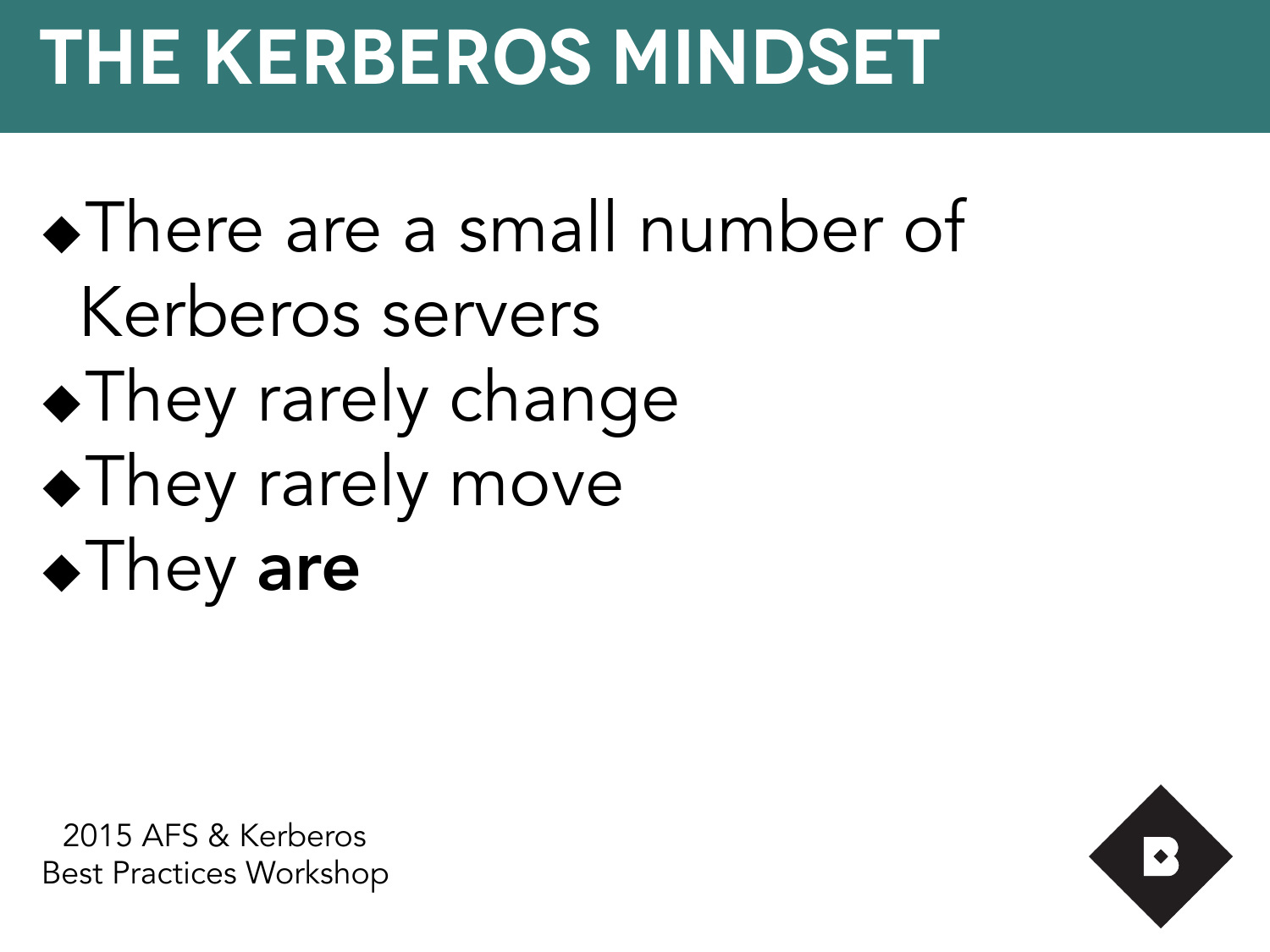# THE KERBEROS MINDSET

- There are a small number of Kerberos servers
- They rarely change
- They rarely move
- They **are**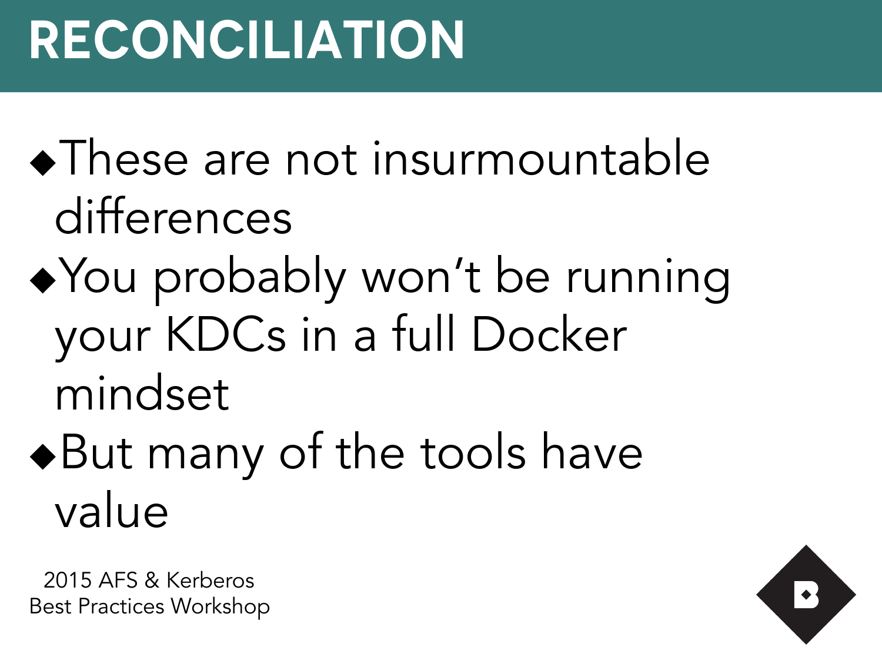# RECONCILIATION

- These are not insurmountable differences
- You probably won't be running your KDCs in a full Docker mindset
- But many of the tools have value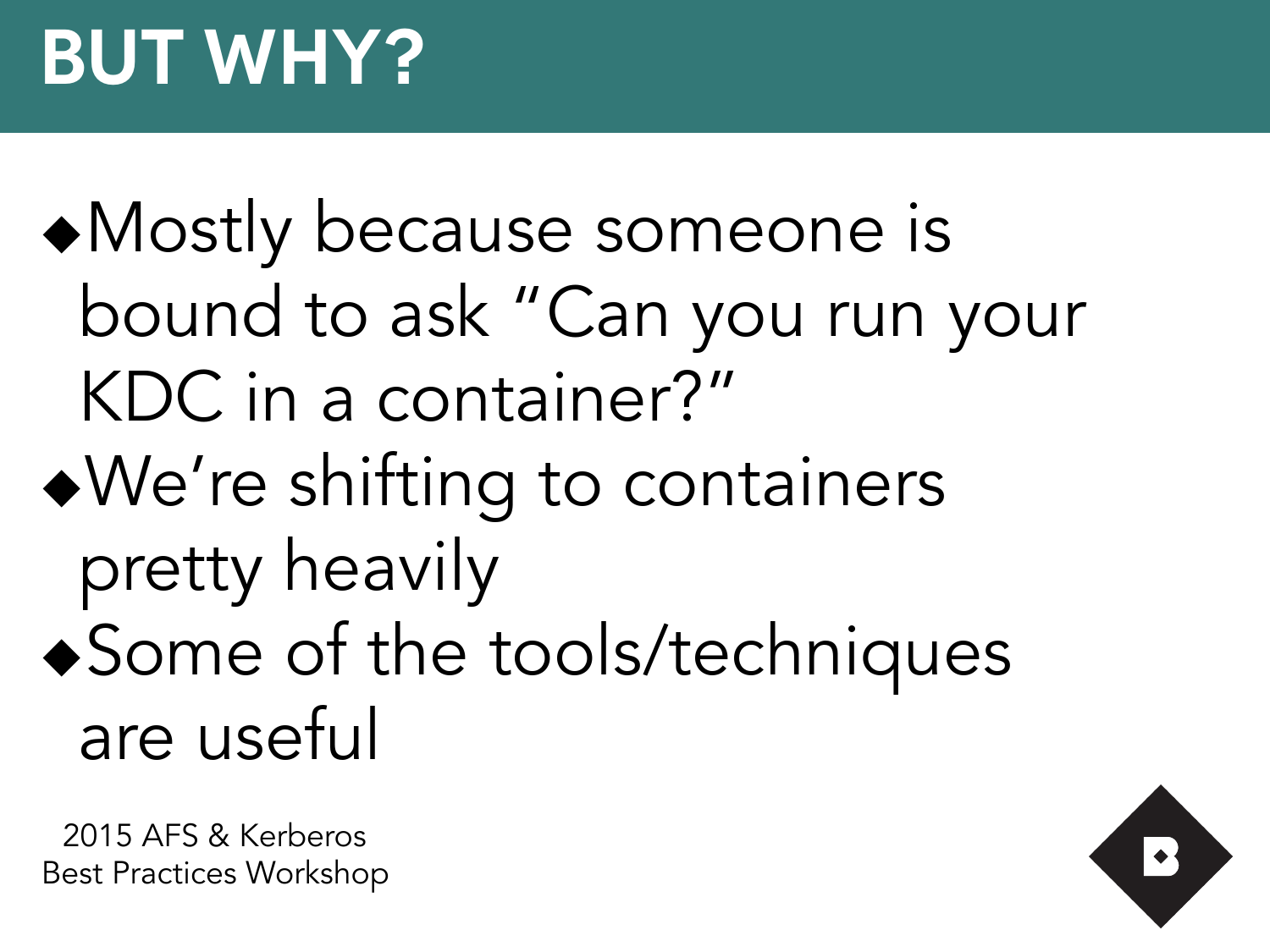# BUT WHY?

- Mostly because someone is bound to ask "Can you run your KDC in a container?"
- We're shifting to containers pretty heavily
- Some of the tools/techniques are useful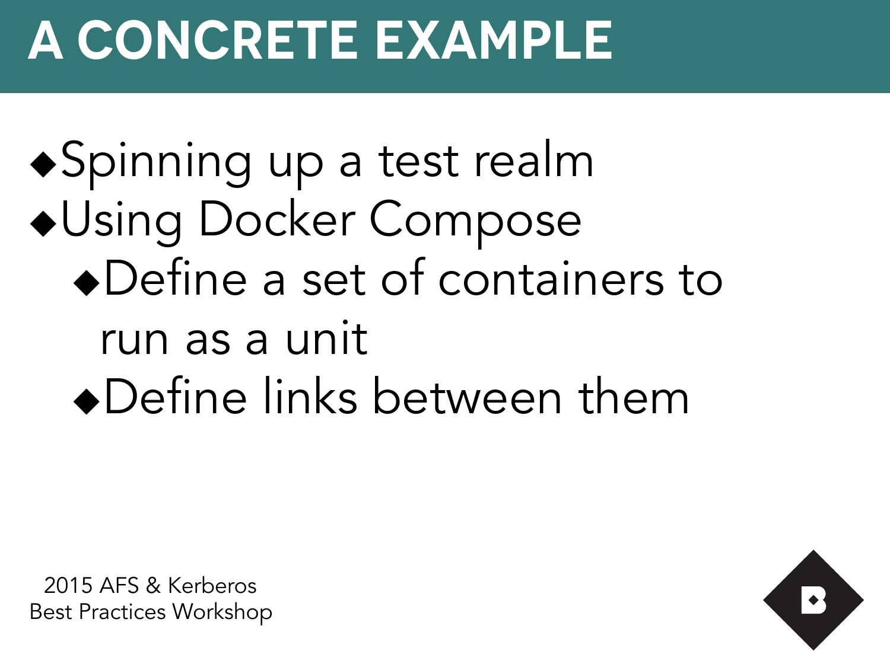# A CONCRETE EXAMPLE

- Spinning up a test realm
- Using Docker Compose
  - Define a set of containers to run as a unit
  - Define links between them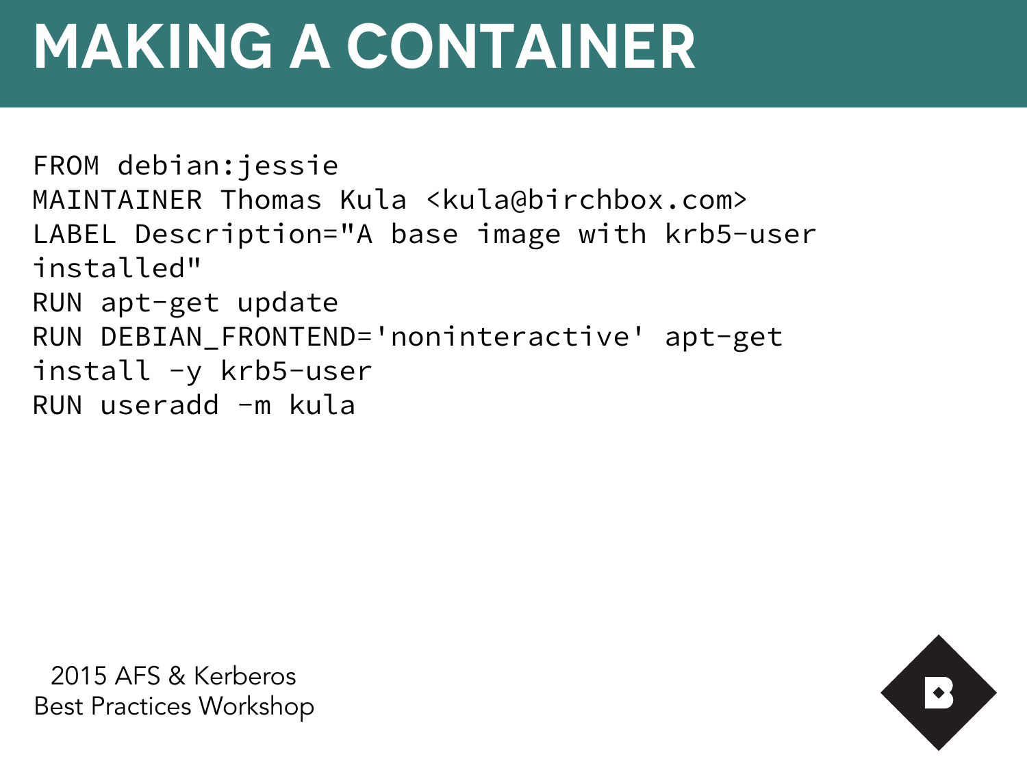# MAKING A CONTAINER

```
FROM debian:jessie
MAINTAINER Thomas Kula <kula@birchbox.com>
LABEL Description="A base image with krb5-user
installed"
RUN apt-get update
RUN DEBIAN_FRONTEND='noninteractive' apt-get
install -y krb5-user
RUN useradd -m kula
```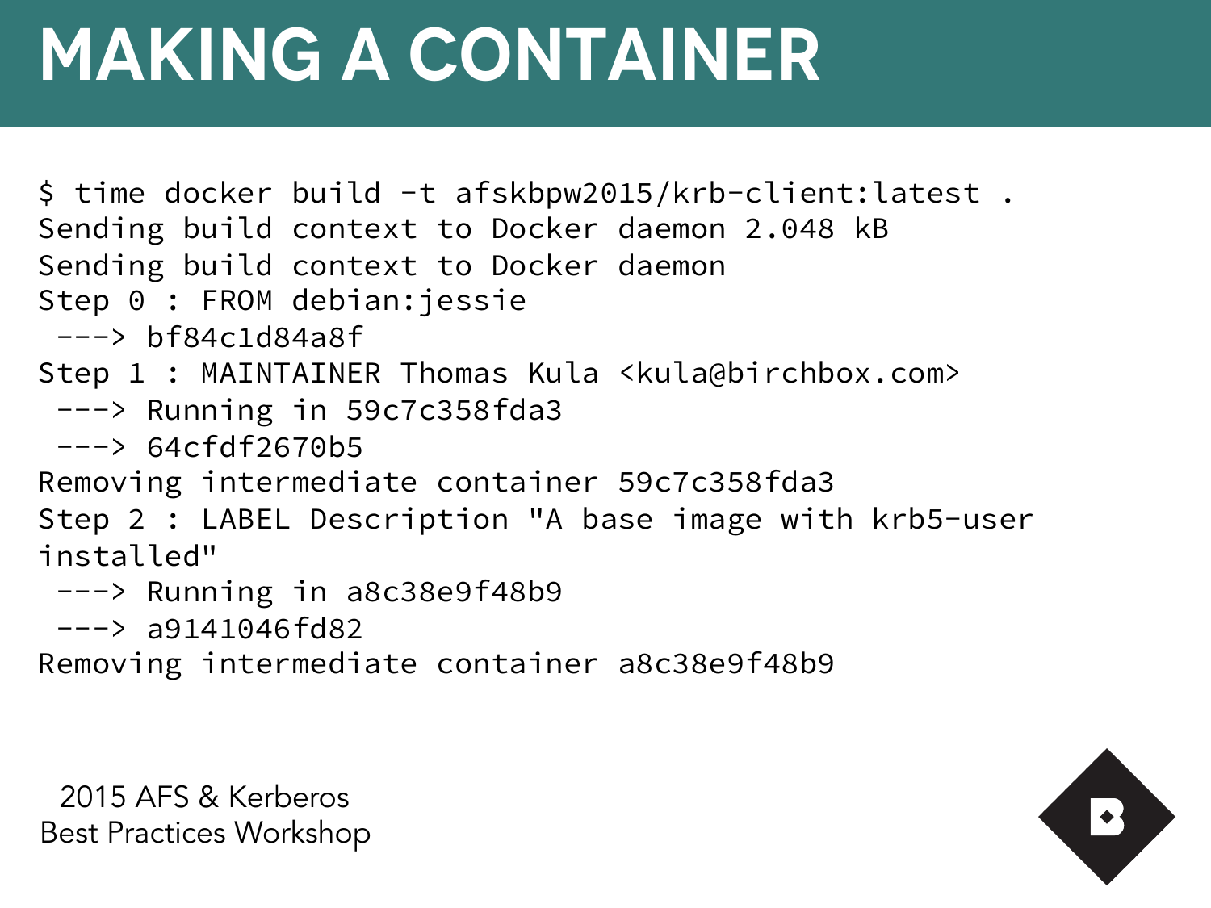# MAKING A CONTAINER

```
$ time docker build -t afskbpw2015/krb-client:latest .
Sending build context to Docker daemon 2.048 kB
Sending build context to Docker daemon
Step 0 : FROM debian:jessie
 ---> bf84c1d84a8f
Step 1 : MAINTAINER Thomas Kula <kula@birchbox.com>
 ---> Running in 59c7c358fda3
 ---> 64cfdf2670b5
Removing intermediate container 59c7c358fda3
Step 2 : LABEL Description "A base image with krb5-user
installed"
 ---> Running in a8c38e9f48b9
 ---> a9141046fd82
Removing intermediate container a8c38e9f48b9
```

2015 AFS & Kerberos Best Practices Workshop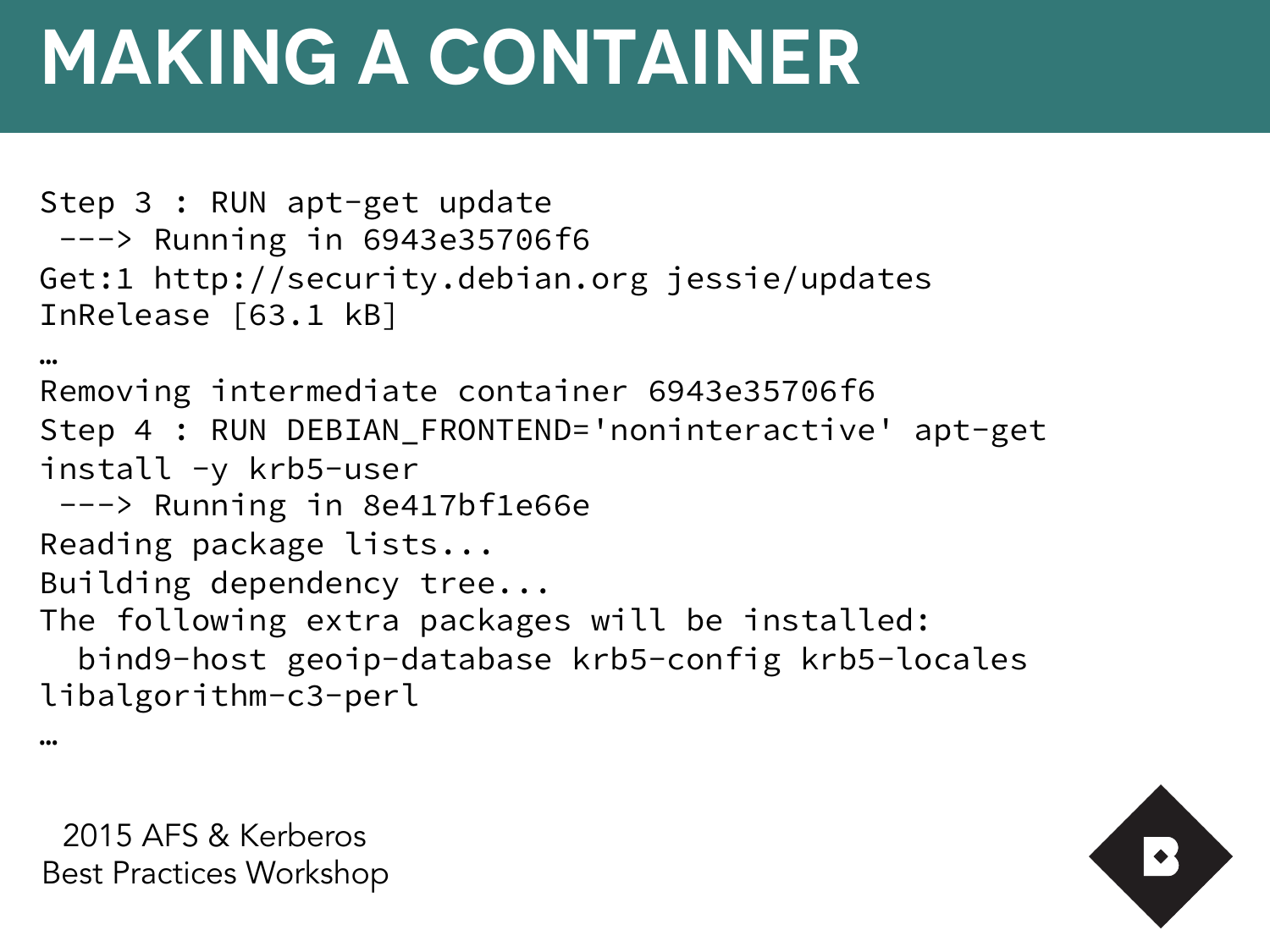# MAKING A CONTAINER

```
Step 3 : RUN apt-get update
 ---> Running in 6943e35706f6
Get:1 http://security.debian.org jessie/updates
InRelease [63.1 kB]
…
Removing intermediate container 6943e35706f6
Step 4 : RUN DEBIAN_FRONTEND='noninteractive' apt-get
install -y krb5-user
 ---> Running in 8e417bf1e66e
Reading package lists...
Building dependency tree...
The following extra packages will be installed:
  bind9-host geoip-database krb5-config krb5-locales
libalgorithm-c3-perl
…
```

2015 AFS & Kerberos Best Practices Workshop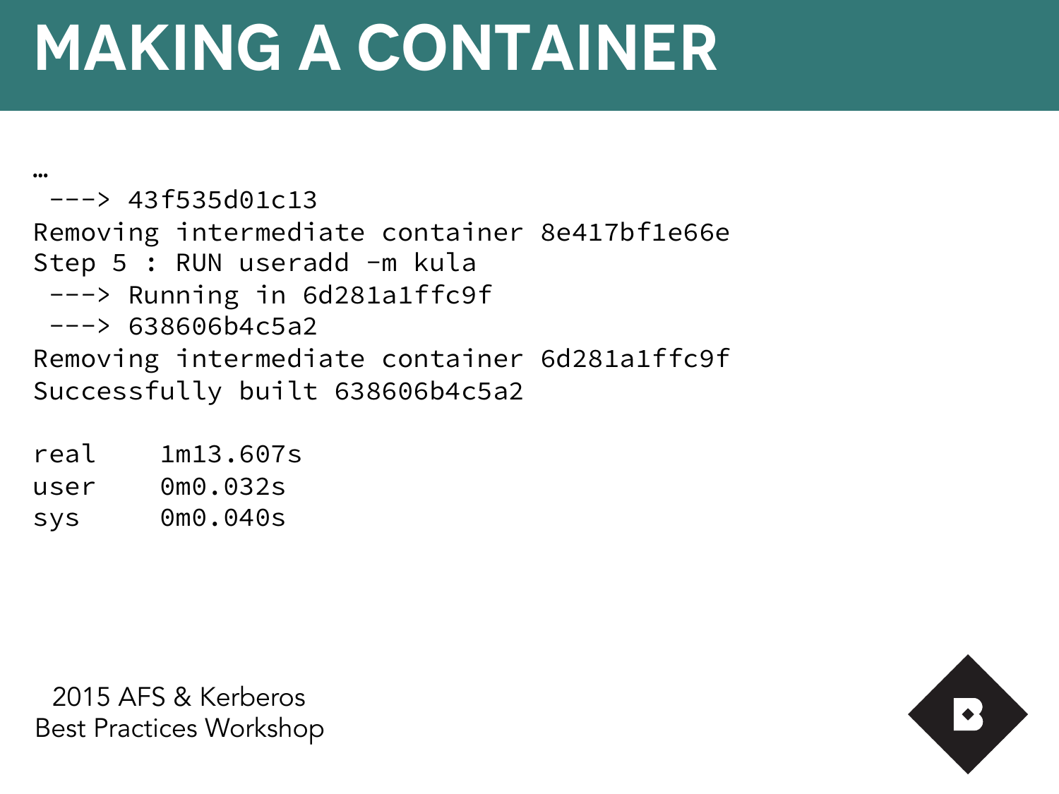# MAKING A CONTAINER

```
…
 ---> 43f535d01c13
Removing intermediate container 8e417bf1e66e
Step 5 : RUN useradd -m kula
 ---> Running in 6d281a1ffc9f
 ---> 638606b4c5a2
Removing intermediate container 6d281a1ffc9f
Successfully built 638606b4c5a2

real    1m13.607s
user    0m0.032s
sys     0m0.040s
```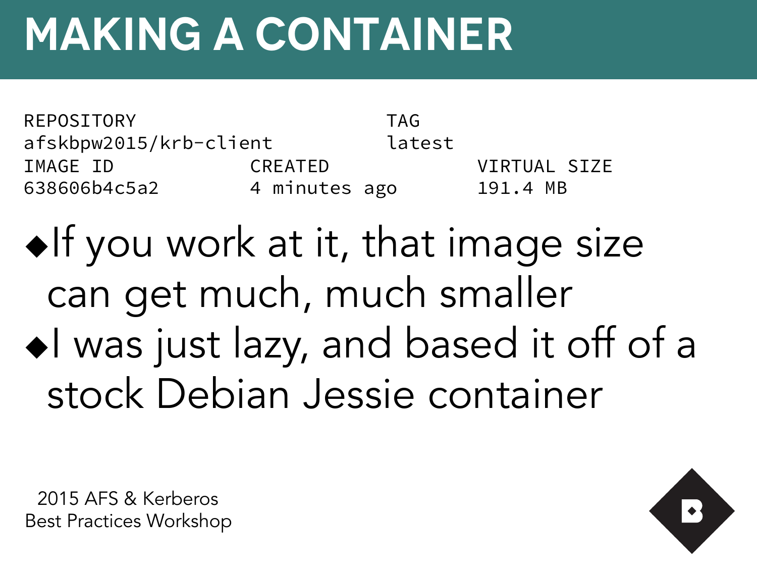# MAKING A CONTAINER

```
REPOSITORY                      TAG
afskbpw2015/krb-client          latest
IMAGE ID            CREATED             VIRTUAL SIZE
638606b4c5a2        4 minutes ago       191.4 MB
```

- If you work at it, that image size can get much, much smaller
- I was just lazy, and based it off of a stock Debian Jessie container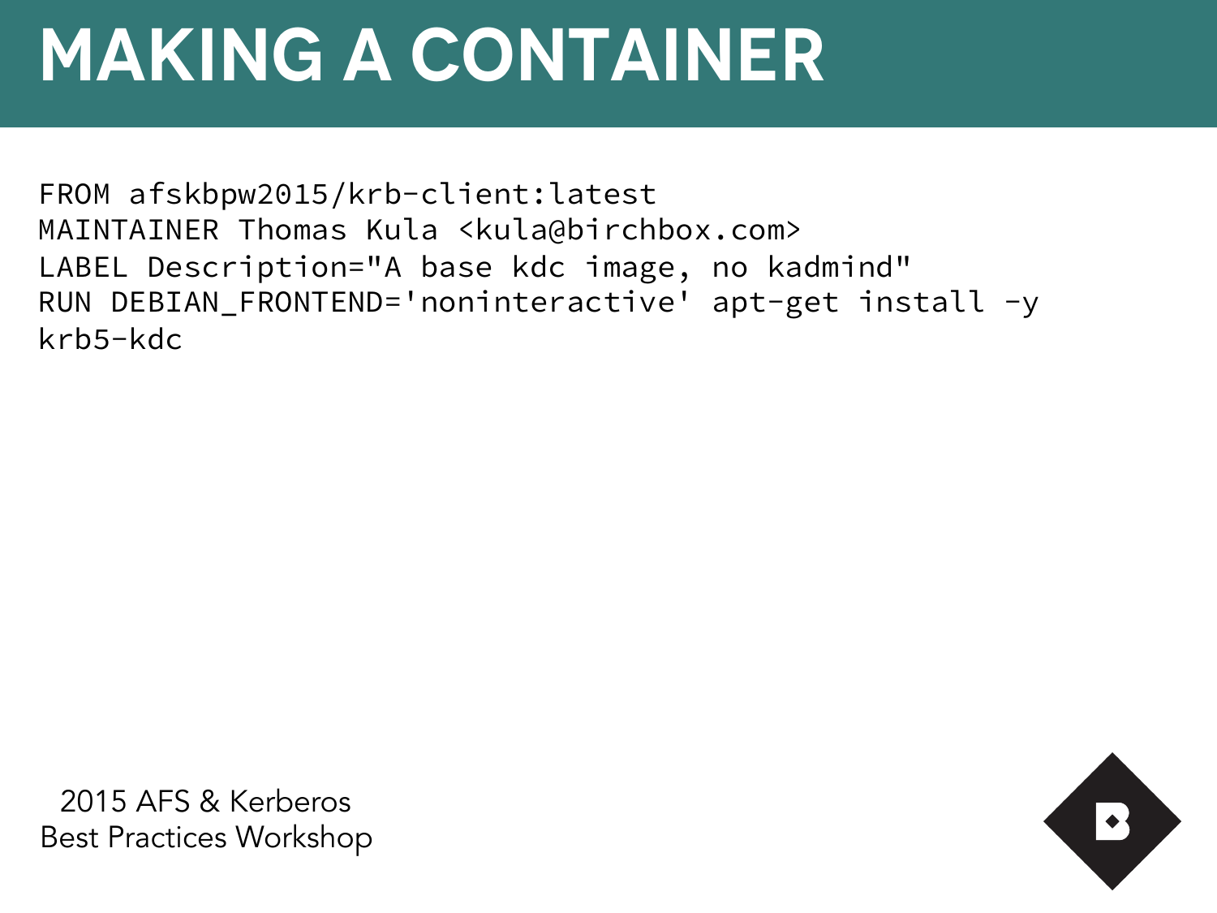# MAKING A CONTAINER

```
FROM afskbpw2015/krb-client:latest
MAINTAINER Thomas Kula <kula@birchbox.com>
LABEL Description="A base kdc image, no kadmind"
RUN DEBIAN_FRONTEND='noninteractive' apt-get install -y
krb5-kdc
```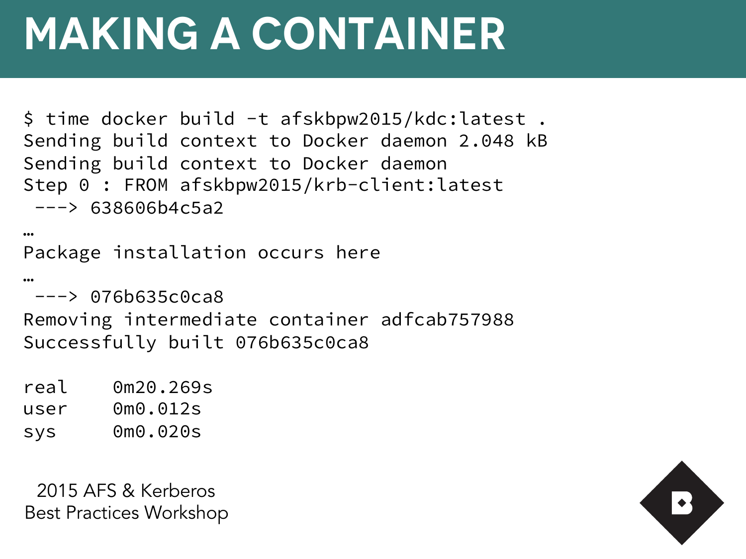# MAKING A CONTAINER

```
$ time docker build -t afskbpw2015/kdc:latest .
Sending build context to Docker daemon 2.048 kB
Sending build context to Docker daemon
Step 0 : FROM afskbpw2015/krb-client:latest
 ---> 638606b4c5a2
…
Package installation occurs here
…
 ---> 076b635c0ca8
Removing intermediate container adfcab757988
Successfully built 076b635c0ca8

real    0m20.269s
user    0m0.012s
sys     0m0.020s
```

2015 AFS & Kerberos
Best Practices Workshop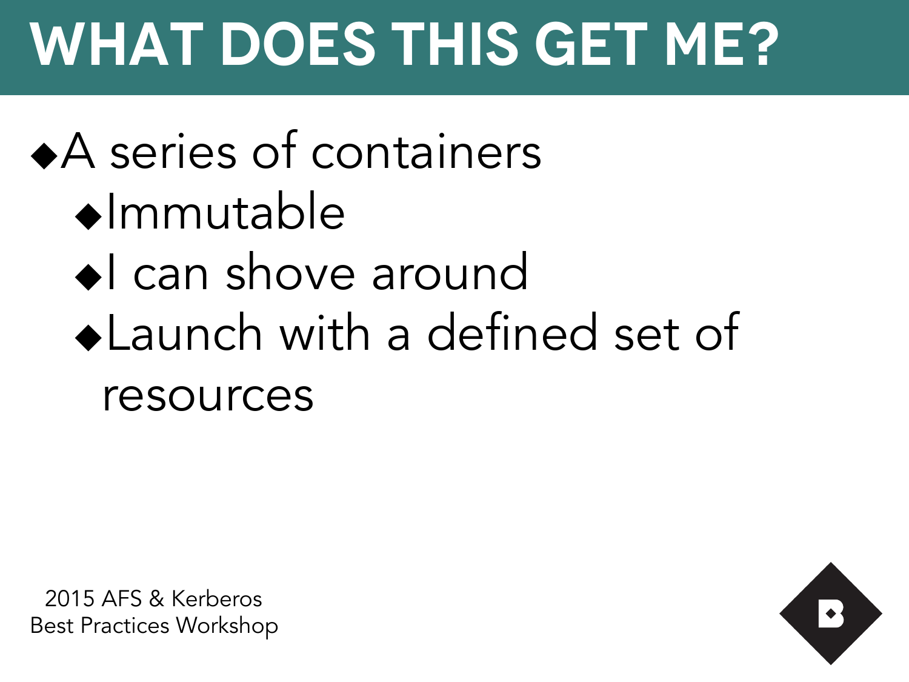# WHAT DOES THIS GET ME?

- A series of containers
  - Immutable
  - I can shove around
  - Launch with a defined set of resources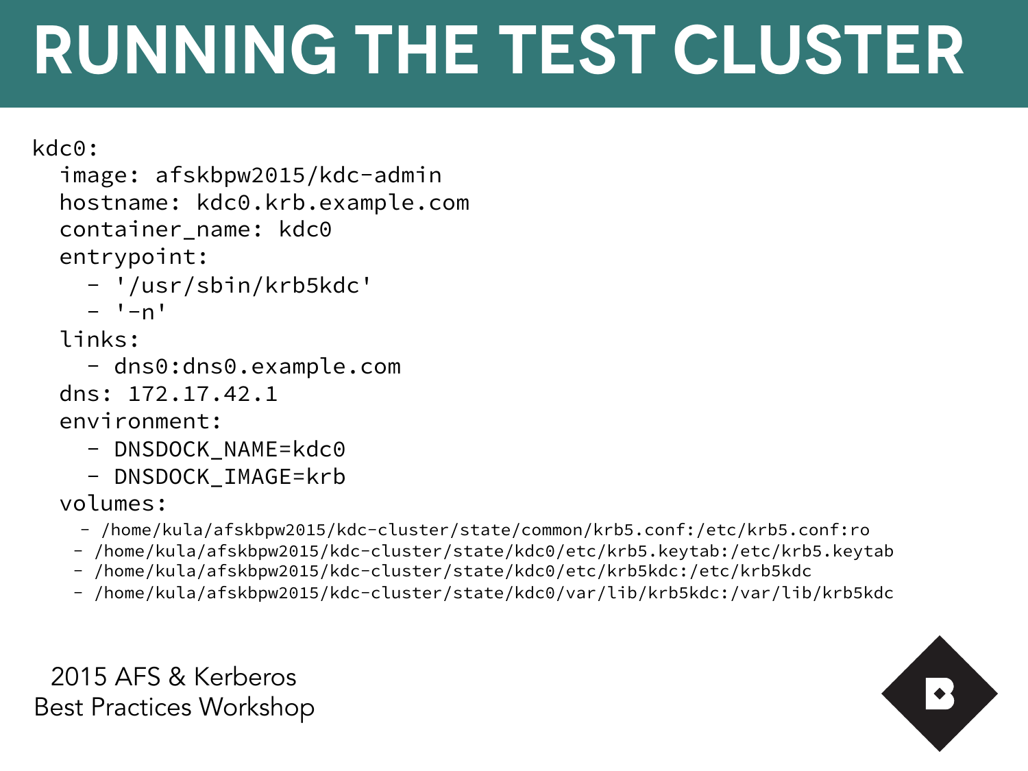# RUNNING THE TEST CLUSTER

```
kdc0:
  image: afskbpw2015/kdc-admin
  hostname: kdc0.krb.example.com
  container_name: kdc0
  entrypoint:
    - '/usr/sbin/krb5kdc'
    - '-n'
  links:
    - dns0:dns0.example.com
  dns: 172.17.42.1
  environment:
    - DNSDOCK_NAME=kdc0
    - DNSDOCK_IMAGE=krb
  volumes:
    - /home/kula/afskbpw2015/kdc-cluster/state/common/krb5.conf:/etc/krb5.conf:ro
    - /home/kula/afskbpw2015/kdc-cluster/state/kdc0/etc/krb5.keytab:/etc/krb5.keytab
    - /home/kula/afskbpw2015/kdc-cluster/state/kdc0/etc/krb5kdc:/etc/krb5kdc
    - /home/kula/afskbpw2015/kdc-cluster/state/kdc0/var/lib/krb5kdc:/var/lib/krb5kdc
```

2015 AFS & Kerberos
Best Practices Workshop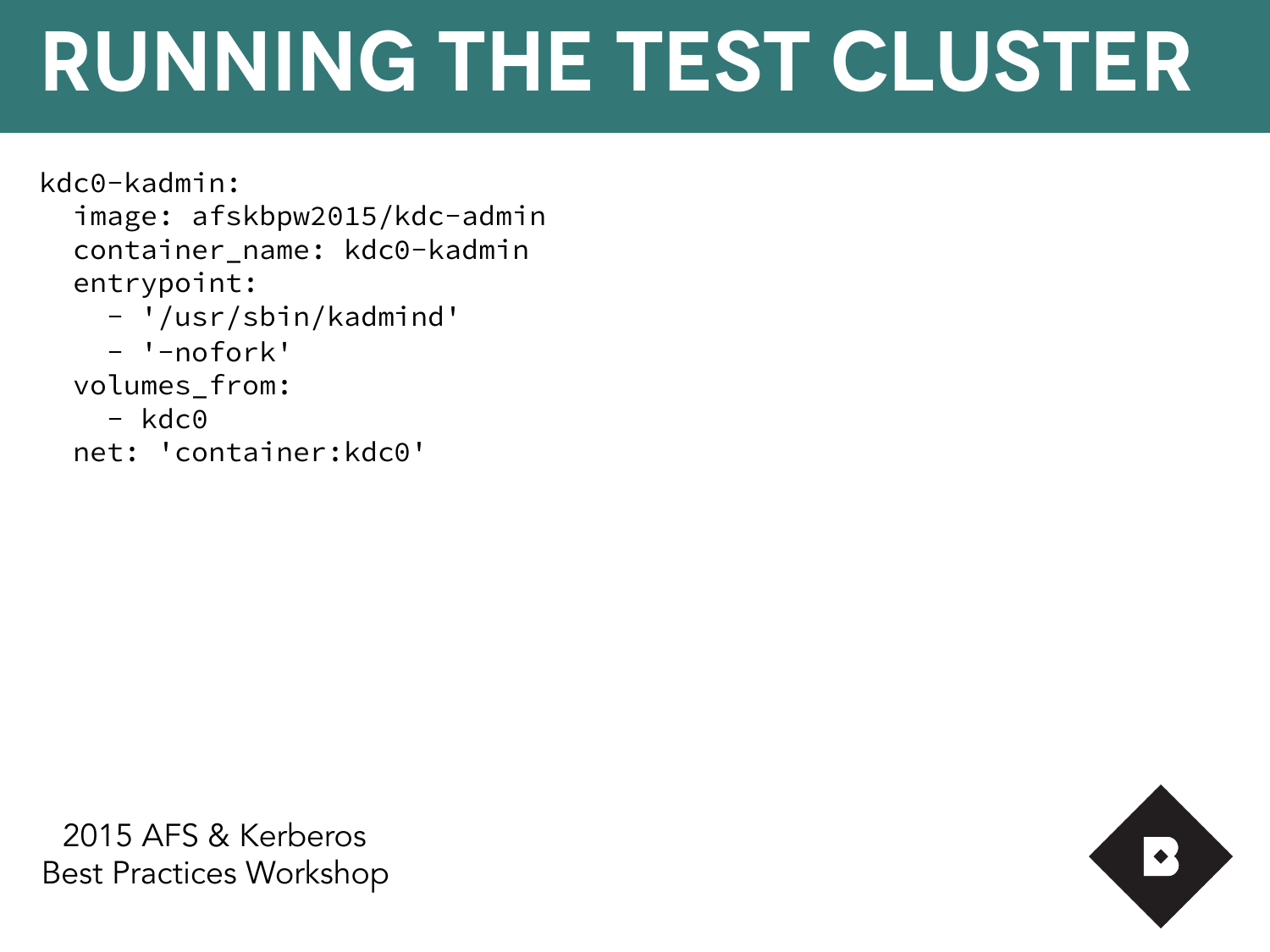# RUNNING THE TEST CLUSTER

```
kdc0-kadmin:
  image: afskbpw2015/kdc-admin
  container_name: kdc0-kadmin
  entrypoint:
    - '/usr/sbin/kadmind'
    - '-nofork'
  volumes_from:
    - kdc0
  net: 'container:kdc0'
```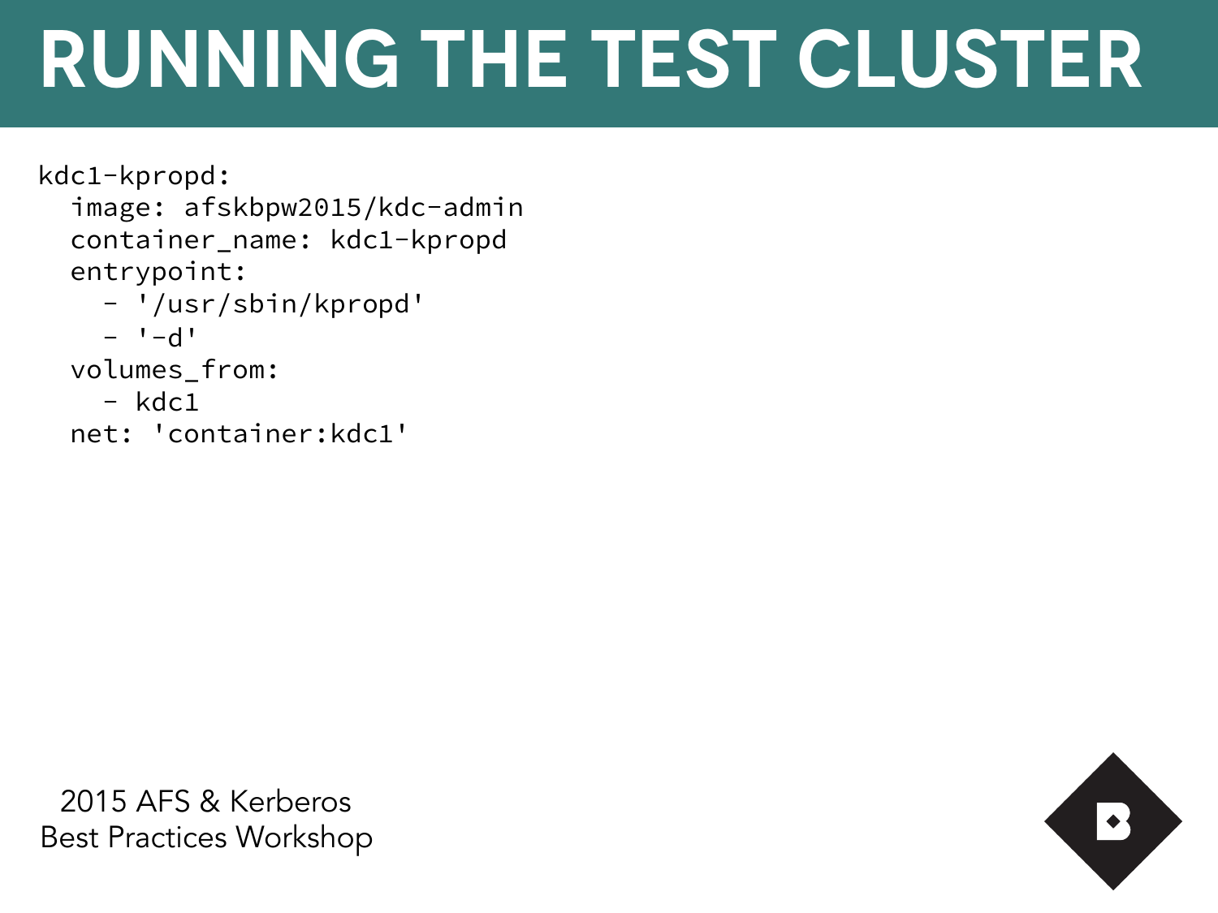# RUNNING THE TEST CLUSTER

```
kdc1-kpropd:
  image: afskbpw2015/kdc-admin
  container_name: kdc1-kpropd
  entrypoint:
    - '/usr/sbin/kpropd'
    - '-d'
  volumes_from:
    - kdc1
  net: 'container:kdc1'
```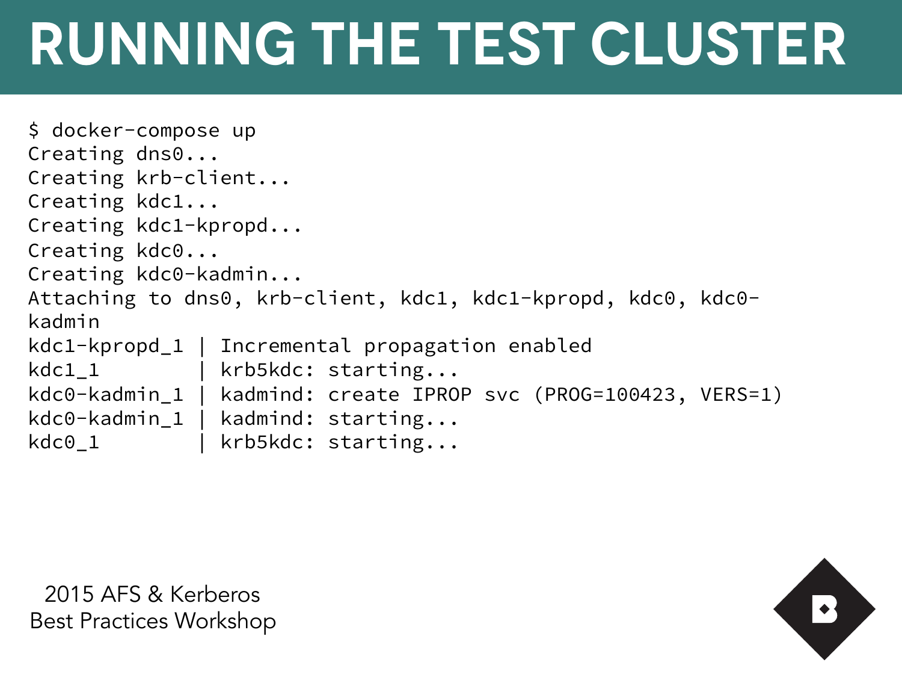# RUNNING THE TEST CLUSTER

```
$ docker-compose up
Creating dns0...
Creating krb-client...
Creating kdc1...
Creating kdc1-kpropd...
Creating kdc0...
Creating kdc0-kadmin...
Attaching to dns0, krb-client, kdc1, kdc1-kpropd, kdc0, kdc0-
kadmin
kdc1-kpropd_1 | Incremental propagation enabled
kdc1_1        | krb5kdc: starting...
kdc0-kadmin_1 | kadmind: create IPROP svc (PROG=100423, VERS=1)
kdc0-kadmin_1 | kadmind: starting...
kdc0_1        | krb5kdc: starting...
```

2015 AFS & Kerberos
Best Practices Workshop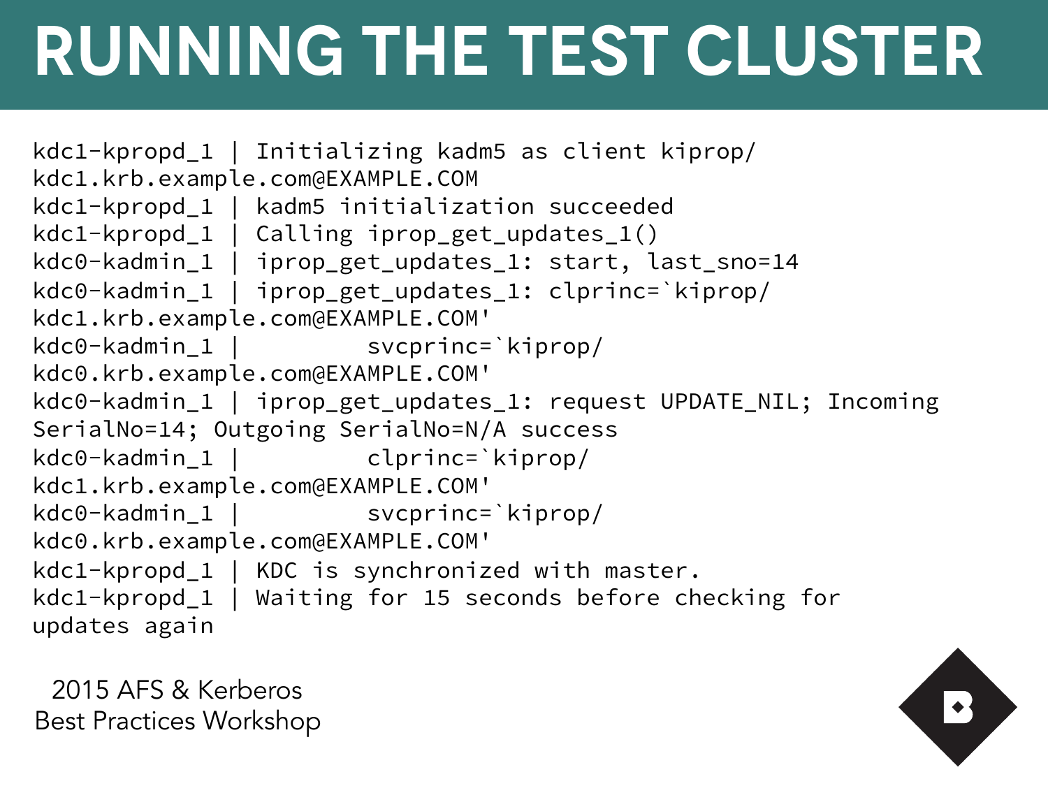# RUNNING THE TEST CLUSTER

```
kdc1-kpropd_1 | Initializing kadm5 as client kiprop/
kdc1.krb.example.com@EXAMPLE.COM
kdc1-kpropd_1 | kadm5 initialization succeeded
kdc1-kpropd_1 | Calling iprop_get_updates_1()
kdc0-kadmin_1 | iprop_get_updates_1: start, last_sno=14
kdc0-kadmin_1 | iprop_get_updates_1: clprinc=`kiprop/
kdc1.krb.example.com@EXAMPLE.COM'
kdc0-kadmin_1 |         svcprinc=`kiprop/
kdc0.krb.example.com@EXAMPLE.COM'
kdc0-kadmin_1 | iprop_get_updates_1: request UPDATE_NIL; Incoming
SerialNo=14; Outgoing SerialNo=N/A success
kdc0-kadmin_1 |         clprinc=`kiprop/
kdc1.krb.example.com@EXAMPLE.COM'
kdc0-kadmin_1 |         svcprinc=`kiprop/
kdc0.krb.example.com@EXAMPLE.COM'
kdc1-kpropd_1 | KDC is synchronized with master.
kdc1-kpropd_1 | Waiting for 15 seconds before checking for
updates again
```

2015 AFS & Kerberos
Best Practices Workshop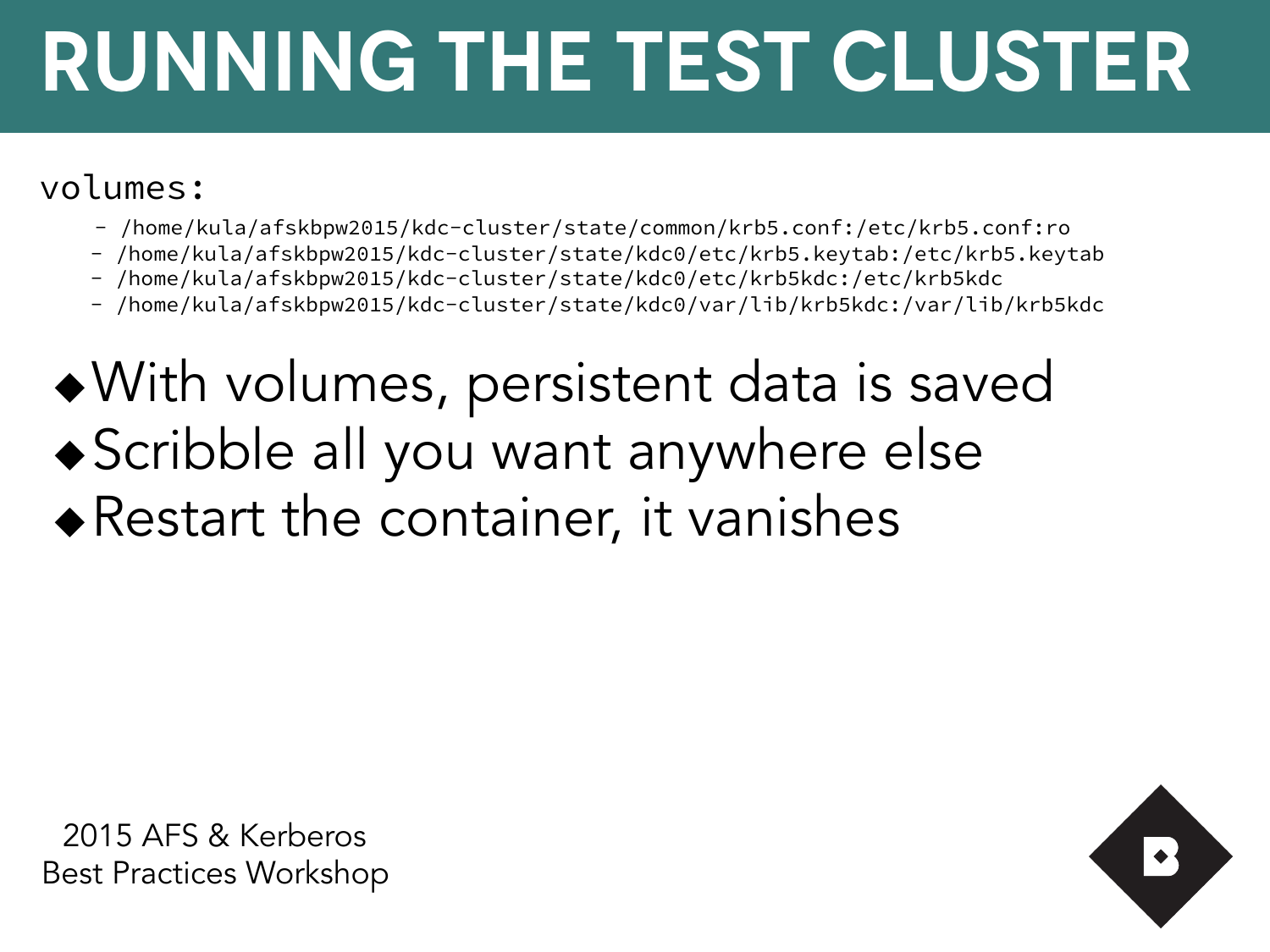# RUNNING THE TEST CLUSTER

```
volumes:
   - /home/kula/afskbpw2015/kdc-cluster/state/common/krb5.conf:/etc/krb5.conf:ro
   - /home/kula/afskbpw2015/kdc-cluster/state/kdc0/etc/krb5.keytab:/etc/krb5.keytab
   - /home/kula/afskbpw2015/kdc-cluster/state/kdc0/etc/krb5kdc:/etc/krb5kdc
   - /home/kula/afskbpw2015/kdc-cluster/state/kdc0/var/lib/krb5kdc:/var/lib/krb5kdc
```

- With volumes, persistent data is saved
- Scribble all you want anywhere else
- Restart the container, it vanishes

2015 AFS & Kerberos
Best Practices Workshop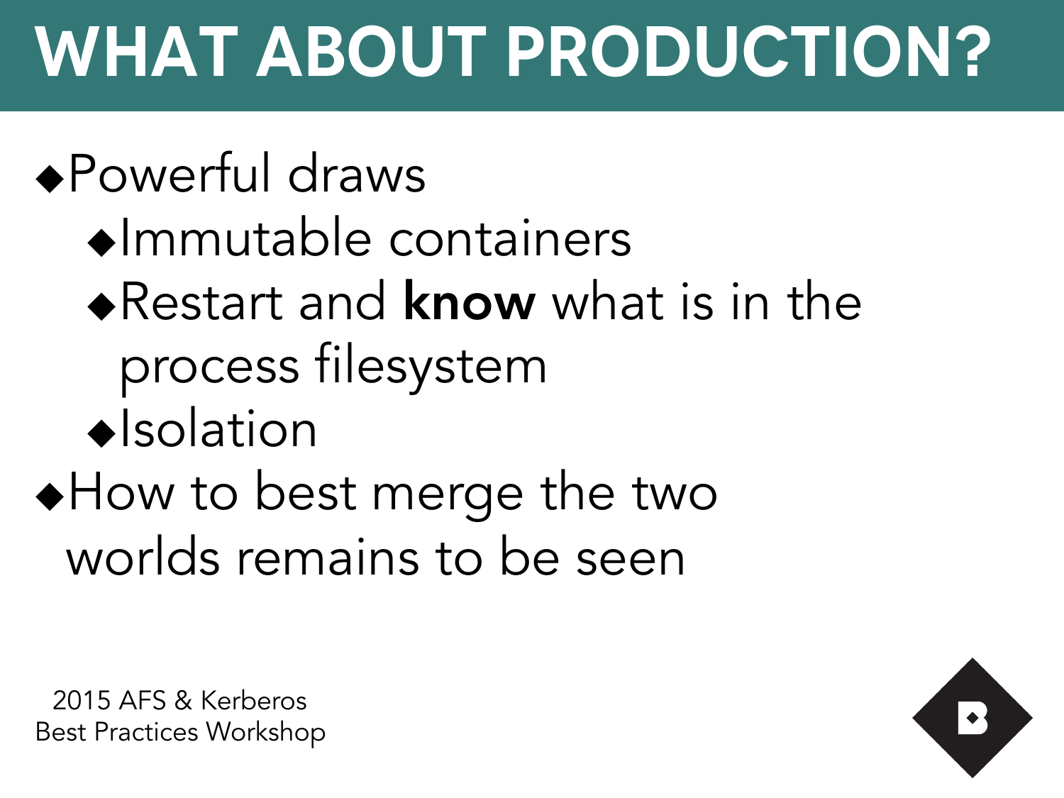# WHAT ABOUT PRODUCTION?

- Powerful draws
  - Immutable containers
  - Restart and **know** what is in the process filesystem
  - Isolation
- How to best merge the two worlds remains to be seen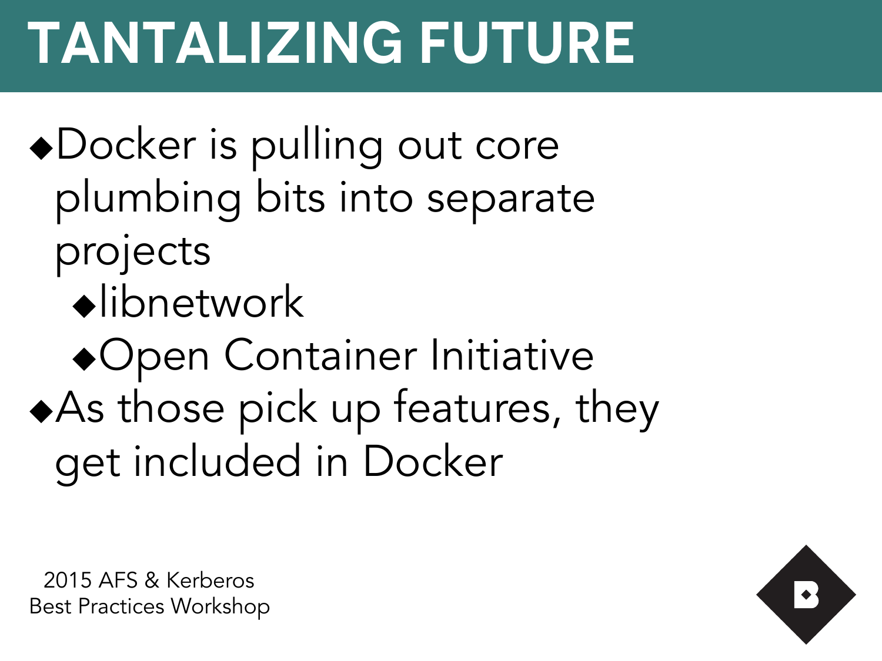# TANTALIZING FUTURE

- Docker is pulling out core plumbing bits into separate projects
  - libnetwork
  - Open Container Initiative
- As those pick up features, they get included in Docker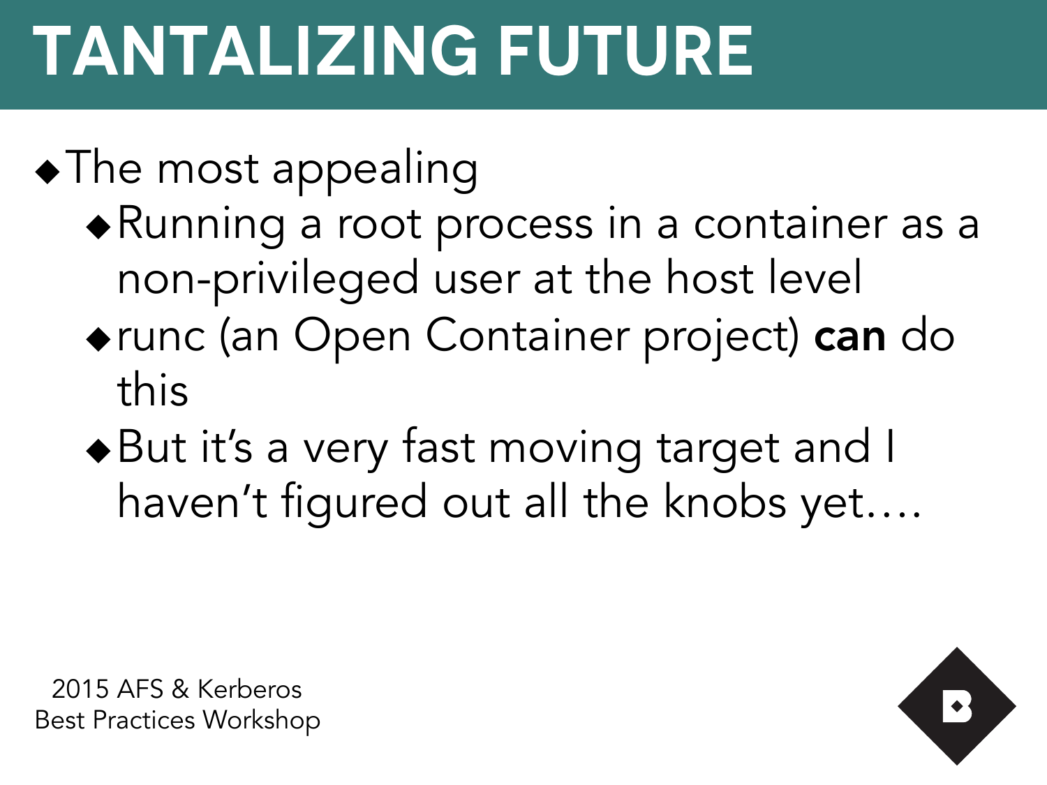# TANTALIZING FUTURE

- The most appealing
  - Running a root process in a container as a non-privileged user at the host level
  - runc (an Open Container project) **can** do this
  - But it's a very fast moving target and I haven't figured out all the knobs yet….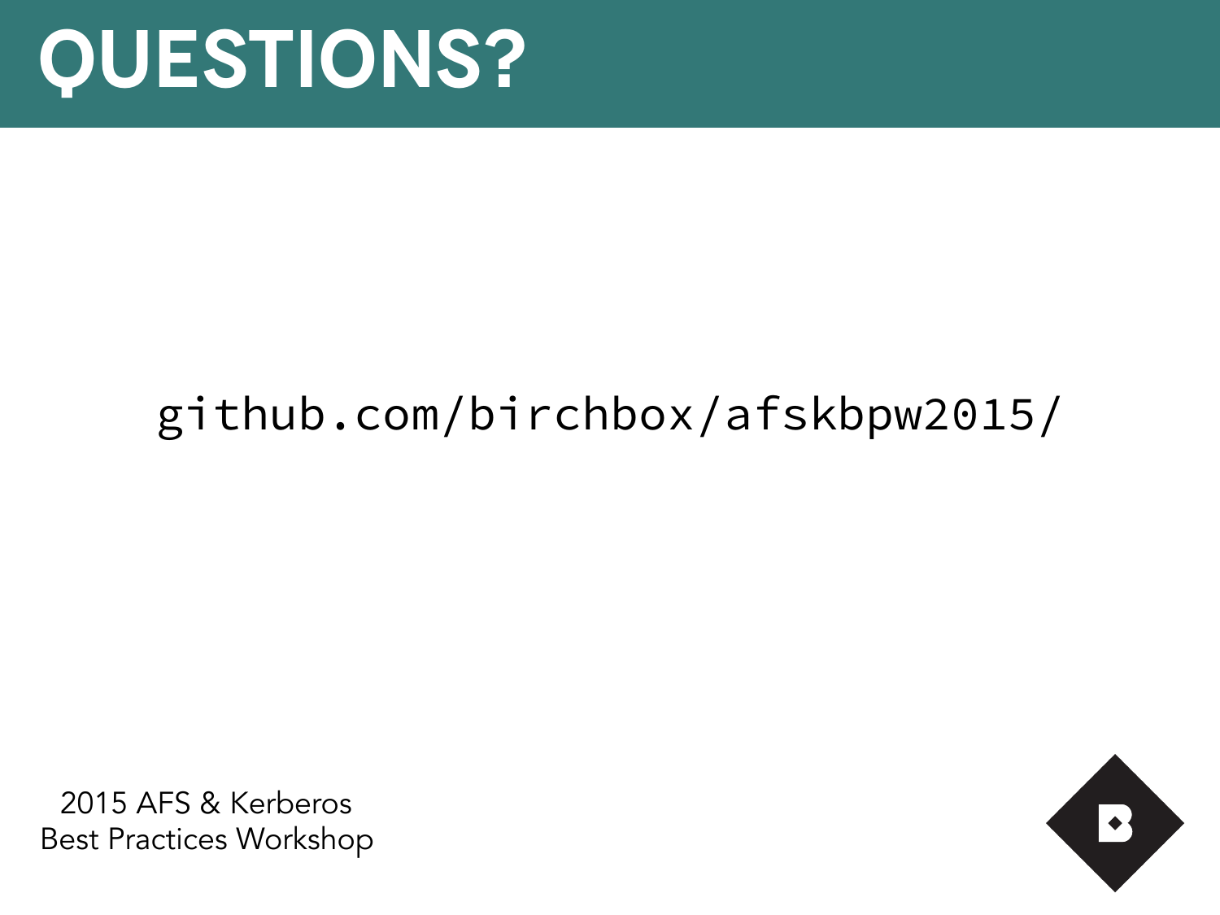# QUESTIONS?

`github.com/birchbox/afskbpw2015/`

2015 AFS & Kerberos
Best Practices Workshop